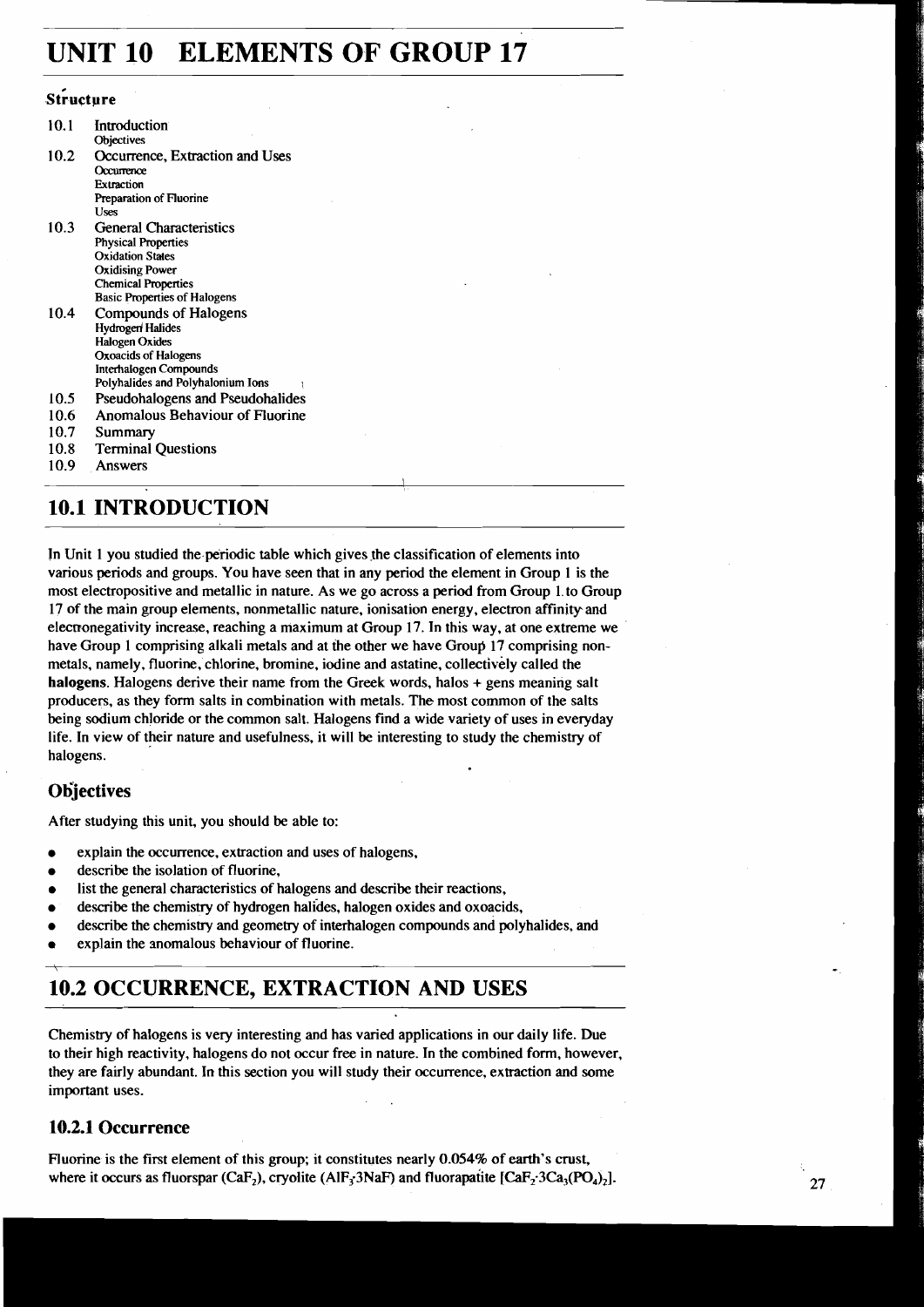# UNIT 10 ELEMENTS OF GROUP 17

### Structure

10.1 Introduction
- Objectives

10.2 Occurrence, Extraction and Uses
- Occurrence
- Extraction
- Preparation of Fluorine
- Uses

10.3 General Characteristics
- Physical Properties
- Oxidation States
- Oxidising Power
- Chemical Properties
- Basic Properties of Halogens

10.4 Compounds of Halogens
- Hydrogen Halides
- Halogen Oxides
- Oxoacids of Halogens
- Interhalogen Compounds
- Polyhalides and Polyhalonium Ions

10.5 Pseudohalogens and Pseudohalides

10.6 Anomalous Behaviour of Fluorine

10.7 Summary

10.8 Terminal Questions

10.9 Answers

## 10.1 INTRODUCTION

In Unit 1 you studied the periodic table which gives the classification of elements into various periods and groups. You have seen that in any period the element in Group 1 is the most electropositive and metallic in nature. As we go across a period from Group 1 to Group 17 of the main group elements, nonmetallic nature, ionisation energy, electron affinity and electronegativity increase, reaching a maximum at Group 17. In this way, at one extreme we have Group 1 comprising alkali metals and at the other we have Group 17 comprising non-metals, namely, fluorine, chlorine, bromine, iodine and astatine, collectively called the **halogens**. Halogens derive their name from the Greek words, halos + gens meaning salt producers, as they form salts in combination with metals. The most common of the salts being sodium chloride or the common salt. Halogens find a wide variety of uses in everyday life. In view of their nature and usefulness, it will be interesting to study the chemistry of halogens.

### Objectives

After studying this unit, you should be able to:

- explain the occurrence, extraction and uses of halogens,
- describe the isolation of fluorine,
- list the general characteristics of halogens and describe their reactions,
- describe the chemistry of hydrogen halides, halogen oxides and oxoacids,
- describe the chemistry and geometry of interhalogen compounds and polyhalides, and
- explain the anomalous behaviour of fluorine.

## 10.2 OCCURRENCE, EXTRACTION AND USES

Chemistry of halogens is very interesting and has varied applications in our daily life. Due to their high reactivity, halogens do not occur free in nature. In the combined form, however, they are fairly abundant. In this section you will study their occurrence, extraction and some important uses.

### 10.2.1 Occurrence

Fluorine is the first element of this group; it constitutes nearly 0.054% of earth's crust, where it occurs as fluorspar ($CaF_2$), cryolite ($AlF_3 \cdot 3NaF$) and fluorapatite [$CaF_2 \cdot 3Ca_3(PO_4)_2$].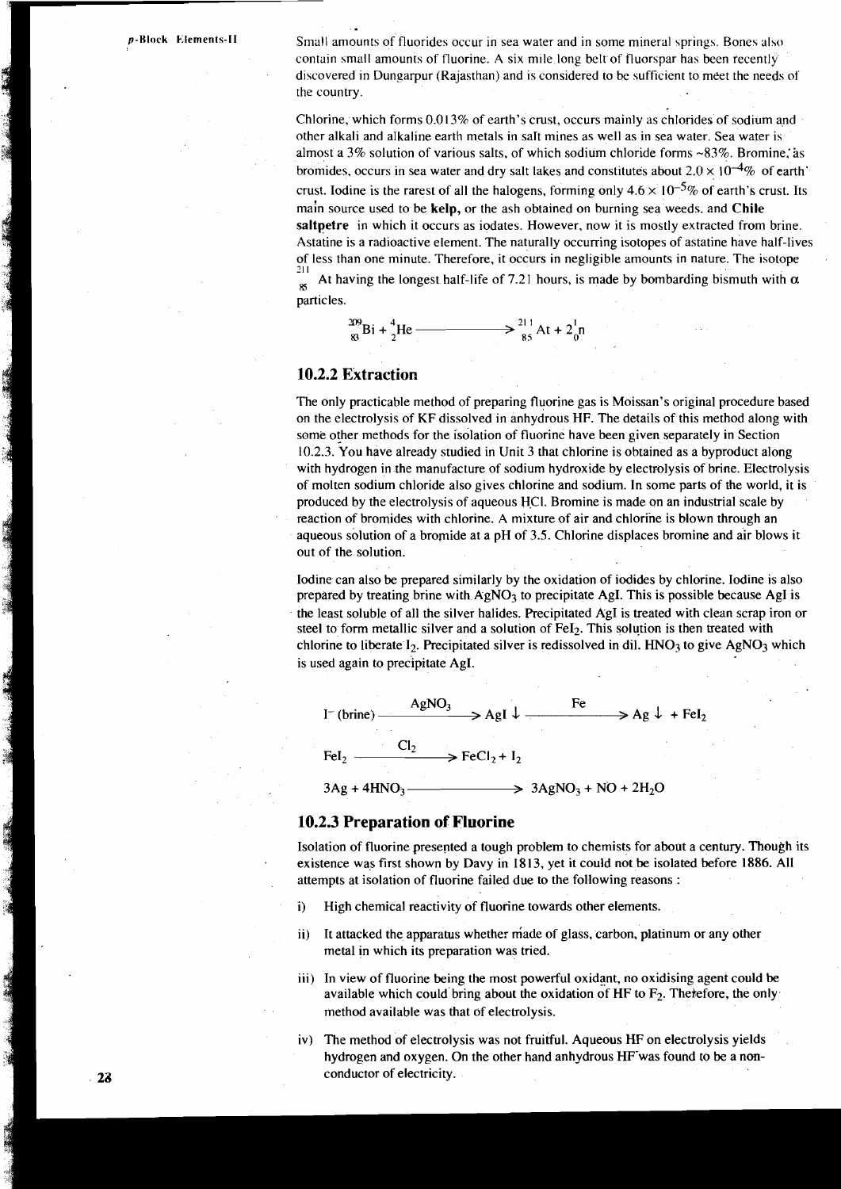Small amounts of fluorides occur in sea water and in some mineral springs. Bones also contain small amounts of fluorine. A six mile long belt of fluorspar has been recently discovered in Dungarpur (Rajasthan) and is considered to be sufficient to meet the needs of the country.

Chlorine, which forms 0.013% of earth's crust, occurs mainly as chlorides of sodium and other alkali and alkaline earth metals in salt mines as well as in sea water. Sea water is almost a 3% solution of various salts, of which sodium chloride forms ~83%. Bromine, as bromides, occurs in sea water and dry salt lakes and constitutes about $2.0 \times 10^{-4}\%$ of earth's crust. Iodine is the rarest of all the halogens, forming only $4.6 \times 10^{-5}\%$ of earth's crust. Its main source used to be **kelp,** or the ash obtained on burning sea weeds. and **Chile saltpetre** in which it occurs as iodates. However, now it is mostly extracted from brine. Astatine is a radioactive element. The naturally occurring isotopes of astatine have half-lives of less than one minute. Therefore, it occurs in negligible amounts in nature. The isotope $^{211}_{85}At$ having the longest half-life of 7.21 hours, is made by bombarding bismuth with $\alpha$ particles.

$$^{209}_{83}Bi + ^{4}_{2}He \longrightarrow ^{211}_{85}At + 2^{1}_{0}n$$

### 10.2.2 Extraction

The only practicable method of preparing fluorine gas is Moissan's original procedure based on the electrolysis of KF dissolved in anhydrous HF. The details of this method along with some other methods for the isolation of fluorine have been given separately in Section 10.2.3. You have already studied in Unit 3 that chlorine is obtained as a byproduct along with hydrogen in the manufacture of sodium hydroxide by electrolysis of brine. Electrolysis of molten sodium chloride also gives chlorine and sodium. In some parts of the world, it is produced by the electrolysis of aqueous HCl. Bromine is made on an industrial scale by reaction of bromides with chlorine. A mixture of air and chlorine is blown through an aqueous solution of a bromide at a pH of 3.5. Chlorine displaces bromine and air blows it out of the solution.

Iodine can also be prepared similarly by the oxidation of iodides by chlorine. Iodine is also prepared by treating brine with $AgNO_3$ to precipitate AgI. This is possible because AgI is the least soluble of all the silver halides. Precipitated AgI is treated with clean scrap iron or steel to form metallic silver and a solution of $FeI_2$. This solution is then treated with chlorine to liberate $I_2$. Precipitated silver is redissolved in dil. $HNO_3$ to give $AgNO_3$ which is used again to precipitate AgI.

$$I^- \text{(brine)} \xrightarrow{AgNO_3} AgI \downarrow \xrightarrow{Fe} Ag \downarrow + FeI_2$$

$$FeI_2 \xrightarrow{Cl_2} FeCl_2 + I_2$$

$$3Ag + 4HNO_3 \longrightarrow 3AgNO_3 + NO + 2H_2O$$

### 10.2.3 Preparation of Fluorine

Isolation of fluorine presented a tough problem to chemists for about a century. Though its existence was first shown by Davy in 1813, yet it could not be isolated before 1886. All attempts at isolation of fluorine failed due to the following reasons :

i) High chemical reactivity of fluorine towards other elements.

ii) It attacked the apparatus whether made of glass, carbon, platinum or any other metal in which its preparation was tried.

iii) In view of fluorine being the most powerful oxidant, no oxidising agent could be available which could bring about the oxidation of HF to $F_2$. Therefore, the only method available was that of electrolysis.

iv) The method of electrolysis was not fruitful. Aqueous HF on electrolysis yields hydrogen and oxygen. On the other hand anhydrous HF was found to be a non-conductor of electricity.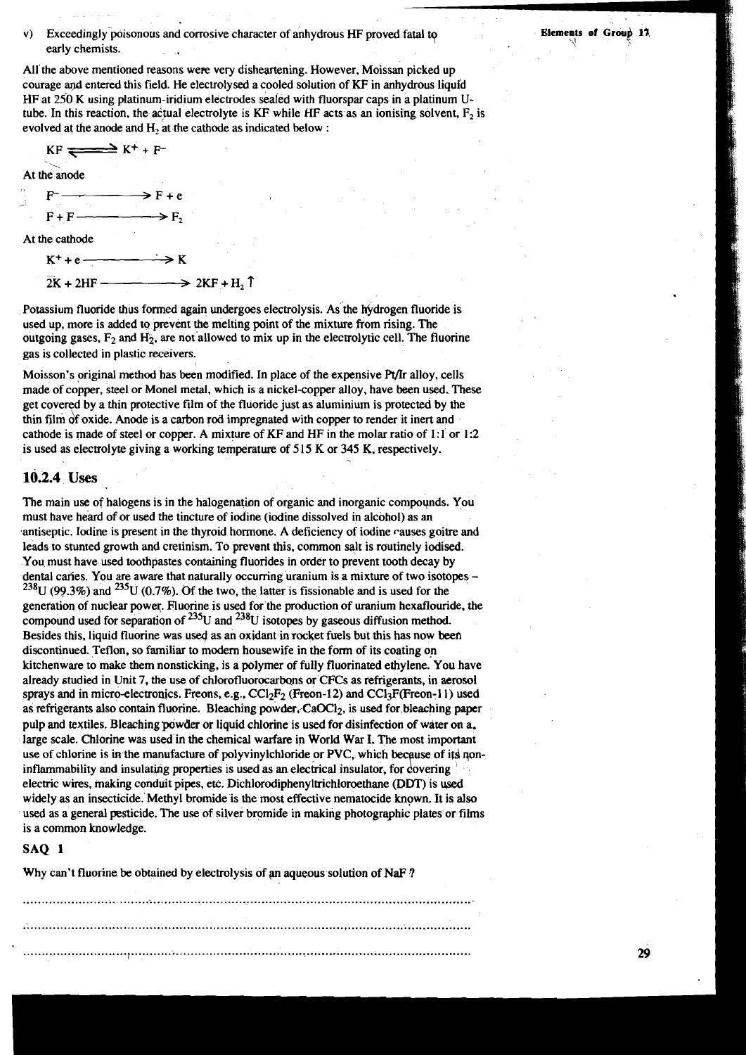v) Exceedingly poisonous and corrosive character of anhydrous HF proved fatal to early chemists.

All the above mentioned reasons were very disheartening. However, Moissan picked up courage and entered this field. He electrolysed a cooled solution of KF in anhydrous liquid HF at 250 K using platinum-iridium electrodes sealed with fluorspar caps in a platinum U-tube. In this reaction, the actual electrolyte is KF while HF acts as an ionising solvent, $F_2$ is evolved at the anode and $H_2$ at the cathode as indicated below :

$$KF \rightleftharpoons K^+ + F^-$$

At the anode

$$F^- \longrightarrow F + e$$

$$F + F \longrightarrow F_2$$

At the cathode

$$K^+ + e \longrightarrow K$$

$$2K + 2HF \longrightarrow 2KF + H_2 \uparrow$$

Potassium fluoride thus formed again undergoes electrolysis. As the hydrogen fluoride is used up, more is added to prevent the melting point of the mixture from rising. The outgoing gases, $F_2$ and $H_2$, are not allowed to mix up in the electrolytic cell. The fluorine gas is collected in plastic receivers.

Moisson's original method has been modified. In place of the expensive Pt/Ir alloy, cells made of copper, steel or Monel metal, which is a nickel-copper alloy, have been used. These get covered by a thin protective film of the fluoride just as aluminium is protected by the thin film of oxide. Anode is a carbon rod impregnated with copper to render it inert and cathode is made of steel or copper. A mixture of KF and HF in the molar ratio of 1:1 or 1:2 is used as electrolyte giving a working temperature of 515 K or 345 K, respectively.

### 10.2.4 Uses

The main use of halogens is in the halogenation of organic and inorganic compounds. You must have heard of or used the tincture of iodine (iodine dissolved in alcohol) as an antiseptic. Iodine is present in the thyroid hormone. A deficiency of iodine causes goitre and leads to stunted growth and cretinism. To prevent this, common salt is routinely iodised. You must have used toothpastes containing fluorides in order to prevent tooth decay by dental caries. You are aware that naturally occurring uranium is a mixture of two isotopes – $^{238}U$ (99.3%) and $^{235}U$ (0.7%). Of the two, the latter is fissionable and is used for the generation of nuclear power. Fluorine is used for the production of uranium hexaflouride, the compound used for separation of $^{235}U$ and $^{238}U$ isotopes by gaseous diffusion method. Besides this, liquid fluorine was used as an oxidant in rocket fuels but this has now been discontinued. Teflon, so familiar to modern housewife in the form of its coating on kitchenware to make them nonsticking, is a polymer of fully fluorinated ethylene. You have already studied in Unit 7, the use of chlorofluorocarbons or CFCs as refrigerants, in aerosol sprays and in micro-electronics. Freons, e.g., $CCl_2F_2$ (Freon-12) and $CCl_3F$(Freon-11) used as refrigerants also contain fluorine. Bleaching powder, $CaOCl_2$, is used for bleaching paper pulp and textiles. Bleaching powder or liquid chlorine is used for disinfection of water on a large scale. Chlorine was used in the chemical warfare in World War I. The most important use of chlorine is in the manufacture of polyvinylchloride or PVC, which because of its non-inflammability and insulating properties is used as an electrical insulator, for covering electric wires, making conduit pipes, etc. Dichlorodiphenyltrichloroethane (DDT) is used widely as an insecticide. Methyl bromide is the most effective nematocide known. It is also used as a general pesticide. The use of silver bromide in making photographic plates or films is a common knowledge.

**SAQ 1**

Why can't fluorine be obtained by electrolysis of an aqueous solution of NaF ?

....................................................................................................................................

....................................................................................................................................

....................................................................................................................................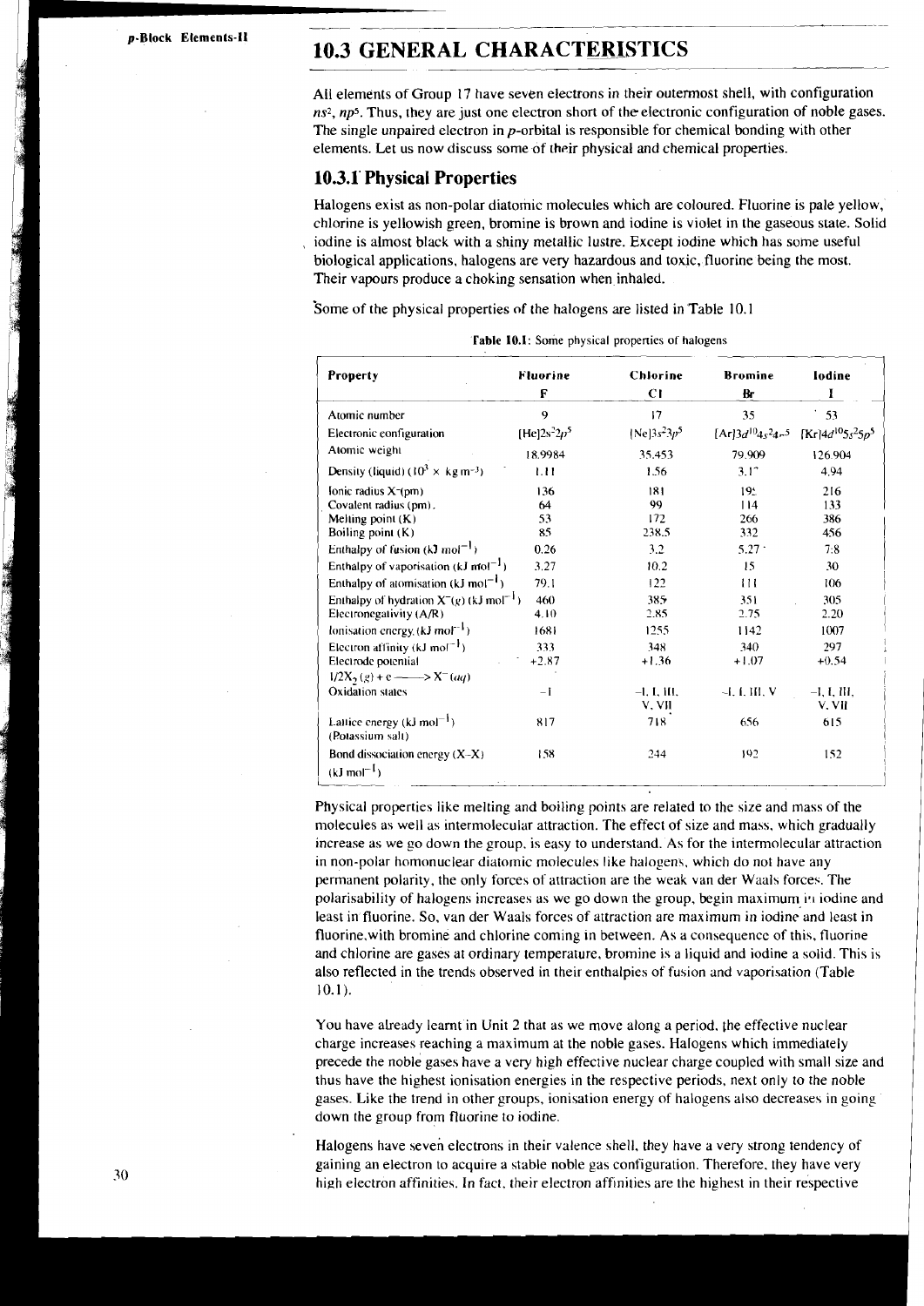## 10.3 GENERAL CHARACTERISTICS

All elements of Group 17 have seven electrons in their outermost shell, with configuration $ns^2, np^5$. Thus, they are just one electron short of the electronic configuration of noble gases. The single unpaired electron in *p*-orbital is responsible for chemical bonding with other elements. Let us now discuss some of their physical and chemical properties.

### 10.3.1 Physical Properties

Halogens exist as non-polar diatomic molecules which are coloured. Fluorine is pale yellow, chlorine is yellowish green, bromine is brown and iodine is violet in the gaseous state. Solid iodine is almost black with a shiny metallic lustre. Except iodine which has some useful biological applications, halogens are very hazardous and toxic, fluorine being the most. Their vapours produce a choking sensation when inhaled.

Some of the physical properties of the halogens are listed in Table 10.1

**Table 10.1:** Some physical properties of halogens

| Property | Fluorine F | Chlorine Cl | Bromine Br | Iodine I |
|---|---|---|---|---|
| Atomic number | 9 | 17 | 35 | 53 |
| Electronic configuration | $[He]2s^22p^5$ | $[Ne]3s^23p^5$ | $[Ar]3d^{10}4s^24p^5$ | $[Kr]4d^{10}5s^25p^5$ |
| Atomic weight | 18.9984 | 35.453 | 79.909 | 126.904 |
| Density (liquid) ($10^3 \times$ kg m$^{-3}$) | 1.11 | 1.56 | 3.12 | 4.94 |
| Ionic radius $X^-$(pm) | 136 | 181 | 195 | 216 |
| Covalent radius (pm) | 64 | 99 | 114 | 133 |
| Melting point (K) | 53 | 172 | 266 | 386 |
| Boiling point (K) | 85 | 238.5 | 332 | 456 |
| Enthalpy of fusion (kJ mol$^{-1}$) | 0.26 | 3.2 | 5.27 | 7.8 |
| Enthalpy of vaporisation (kJ mol$^{-1}$) | 3.27 | 10.2 | 15 | 30 |
| Enthalpy of atomisation (kJ mol$^{-1}$) | 79.1 | 122 | 111 | 106 |
| Enthalpy of hydration $X^-(g)$ (kJ mol$^{-1}$) | 460 | 385 | 351 | 305 |
| Electronegativity (A/R) | 4.10 | 2.85 | 2.75 | 2.20 |
| Ionisation energy (kJ mol$^{-1}$) | 1681 | 1255 | 1142 | 1007 |
| Electron affinity (kJ mol$^{-1}$) | 333 | 348 | 340 | 297 |
| Electrode potential $1/2X_2(g) + e \longrightarrow X^-(aq)$ | +2.87 | +1.36 | +1.07 | +0.54 |
| Oxidation states | −1 | −1, I, III, V, VII | −1, I, III, V | −1, I, III, V, VII |
| Lattice energy (kJ mol$^{-1}$) (Potassium salt) | 817 | 718 | 656 | 615 |
| Bond dissociation energy (X–X) (kJ mol$^{-1}$) | 158 | 244 | 192 | 152 |

Physical properties like melting and boiling points are related to the size and mass of the molecules as well as intermolecular attraction. The effect of size and mass, which gradually increase as we go down the group, is easy to understand. As for the intermolecular attraction in non-polar homonuclear diatomic molecules like halogens, which do not have any permanent polarity, the only forces of attraction are the weak van der Waals forces. The polarisability of halogens increases as we go down the group, begin maximum in iodine and least in fluorine. So, van der Waals forces of attraction are maximum in iodine and least in fluorine with bromine and chlorine coming in between. As a consequence of this, fluorine and chlorine are gases at ordinary temperature, bromine is a liquid and iodine a solid. This is also reflected in the trends observed in their enthalpies of fusion and vaporisation (Table 10.1).

You have already learnt in Unit 2 that as we move along a period, the effective nuclear charge increases reaching a maximum at the noble gases. Halogens which immediately precede the noble gases have a very high effective nuclear charge coupled with small size and thus have the highest ionisation energies in the respective periods, next only to the noble gases. Like the trend in other groups, ionisation energy of halogens also decreases in going down the group from fluorine to iodine.

Halogens have seven electrons in their valence shell, they have a very strong tendency of gaining an electron to acquire a stable noble gas configuration. Therefore, they have very high electron affinities. In fact, their electron affinities are the highest in their respective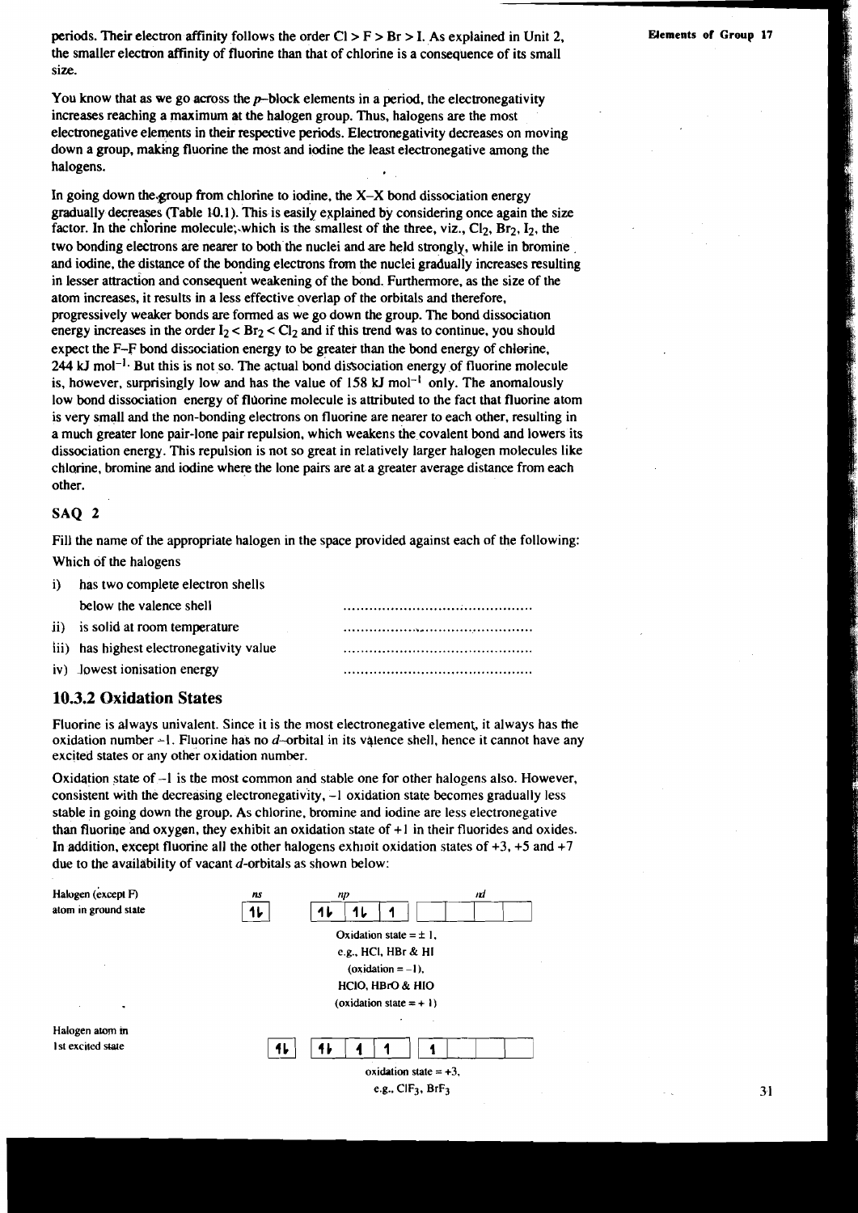periods. Their electron affinity follows the order Cl > F > Br > I. As explained in Unit 2, the smaller electron affinity of fluorine than that of chlorine is a consequence of its small size.

You know that as we go across the *p*–block elements in a period, the electronegativity increases reaching a maximum at the halogen group. Thus, halogens are the most electronegative elements in their respective periods. Electronegativity decreases on moving down a group, making fluorine the most and iodine the least electronegative among the halogens.

In going down the group from chlorine to iodine, the X–X bond dissociation energy gradually decreases (Table 10.1). This is easily explained by considering once again the size factor. In the chlorine molecule, which is the smallest of the three, viz., $Cl_2$, $Br_2$, $I_2$, the two bonding electrons are nearer to both the nuclei and are held strongly, while in bromine and iodine, the distance of the bonding electrons from the nuclei gradually increases resulting in lesser attraction and consequent weakening of the bond. Furthermore, as the size of the atom increases, it results in a less effective overlap of the orbitals and therefore, progressively weaker bonds are formed as we go down the group. The bond dissociation energy increases in the order $I_2 < Br_2 < Cl_2$ and if this trend was to continue, you should expect the F–F bond dissociation energy to be greater than the bond energy of chlorine, 244 kJ $mol^{-1}$. But this is not so. The actual bond dissociation energy of fluorine molecule is, however, surprisingly low and has the value of 158 kJ $mol^{-1}$ only. The anomalously low bond dissociation energy of fluorine molecule is attributed to the fact that fluorine atom is very small and the non-bonding electrons on fluorine are nearer to each other, resulting in a much greater lone pair-lone pair repulsion, which weakens the covalent bond and lowers its dissociation energy. This repulsion is not so great in relatively larger halogen molecules like chlorine, bromine and iodine where the lone pairs are at a greater average distance from each other.

## SAQ 2

Fill the name of the appropriate halogen in the space provided against each of the following:

Which of the halogens

i) has two complete electron shells below the valence shell ..........................................

ii) is solid at room temperature ..........................................

iii) has highest electronegativity value ..........................................

iv) lowest ionisation energy ..........................................

## 10.3.2 Oxidation States

Fluorine is always univalent. Since it is the most electronegative element, it always has the oxidation number –1. Fluorine has no *d*–orbital in its valence shell, hence it cannot have any excited states or any other oxidation number.

Oxidation state of –1 is the most common and stable one for other halogens also. However, consistent with the decreasing electronegativity, –1 oxidation state becomes gradually less stable in going down the group. As chlorine, bromine and iodine are less electronegative than fluorine and oxygen, they exhibit an oxidation state of +1 in their fluorides and oxides. In addition, except fluorine all the other halogens exhibit oxidation states of +3, +5 and +7 due to the availability of vacant *d*-orbitals as shown below:

| | *ns* | *np* | | | *nd* | | | | |
|---|---|---|---|---|---|---|---|---|---|
| Halogen (except F) atom in ground state | ↑↓ | ↑↓ | ↑↓ | ↑ | | | | | |

Oxidation state = ± 1,
e.g., HCl, HBr & HI
(oxidation = –1),
HClO, HBrO & HIO
(oxidation state = + 1)

| | *ns* | *np* | | | *nd* | | | | |
|---|---|---|---|---|---|---|---|---|---|
| Halogen atom in 1st excited state | ↑↓ | ↑↓ | ↑ | ↑ | ↑ | | | | |

oxidation state = +3,
e.g., $ClF_3$, $BrF_3$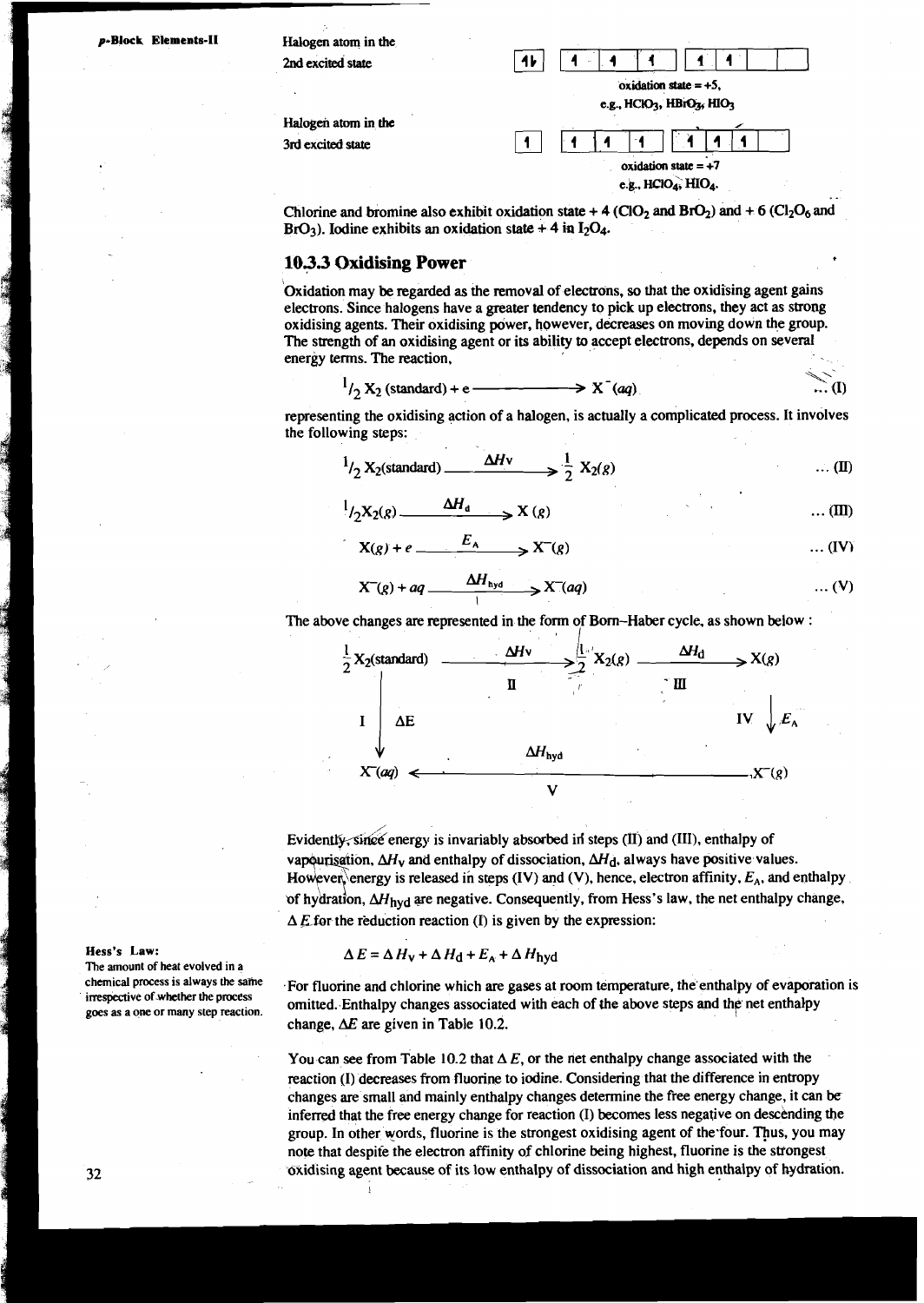Halogen atom in the 2nd excited state

| ↑↓ | | ↑ | ↑ | ↑ | | ↑ | ↑ | | |
|---|---|---|---|---|---|---|---|---|---|

oxidation state = +5, e.g., $HClO_3$, $HBrO_3$, $HIO_3$

Halogen atom in the 3rd excited state

| ↑ | | ↑ | ↑ | ↑ | | ↑ | ↑ | ↑ | |
|---|---|---|---|---|---|---|---|---|---|

oxidation state = +7 e.g., $HClO_4$, $HIO_4$.

Chlorine and bromine also exhibit oxidation state + 4 ($ClO_2$ and $BrO_2$) and + 6 ($Cl_2O_6$ and $BrO_3$). Iodine exhibits an oxidation state + 4 in $I_2O_4$.

### 10.3.3 Oxidising Power

Oxidation may be regarded as the removal of electrons, so that the oxidising agent gains electrons. Since halogens have a greater tendency to pick up electrons, they act as strong oxidising agents. Their oxidising power, however, decreases on moving down the group. The strength of an oxidising agent or its ability to accept electrons, depends on several energy terms. The reaction,

$$\frac{1}{2} X_2 \text{ (standard)} + e \longrightarrow X^-(aq) \quad \ldots \text{(I)}$$

representing the oxidising action of a halogen, is actually a complicated process. It involves the following steps:

$$\frac{1}{2} X_2\text{(standard)} \xrightarrow{\Delta H_V} \frac{1}{2} X_2(g) \quad \ldots \text{(II)}$$

$$\frac{1}{2} X_2(g) \xrightarrow{\Delta H_d} X(g) \quad \ldots \text{(III)}$$

$$X(g) + e \xrightarrow{E_A} X^-(g) \quad \ldots \text{(IV)}$$

$$X^-(g) + aq \xrightarrow{\Delta H_{hyd}} X^-(aq) \quad \ldots \text{(V)}$$

The above changes are represented in the form of Born–Haber cycle, as shown below :

$$\begin{array}{ccccc}
\frac{1}{2} X_2\text{(standard)} & \xrightarrow[\text{II}]{\Delta H_V} & \frac{1}{2} X_2(g) & \xrightarrow[\text{III}]{\Delta H_d} & X(g) \\
\text{I} \downarrow \Delta E & & & & \text{IV} \downarrow E_A \\
X^-(aq) & & \xleftarrow[\text{V}]{\Delta H_{hyd}} & & X^-(g)
\end{array}$$

Evidently, since energy is invariably absorbed in steps (II) and (III), enthalpy of vapourisation, $\Delta H_V$ and enthalpy of dissociation, $\Delta H_d$, always have positive values. However, energy is released in steps (IV) and (V), hence, electron affinity, $E_A$, and enthalpy of hydration, $\Delta H_{hyd}$ are negative. Consequently, from Hess's law, the net enthalpy change, $\Delta E$ for the reduction reaction (I) is given by the expression:

**Hess's Law:**
The amount of heat evolved in a chemical process is always the same irrespective of whether the process goes as a one or many step reaction.

$$\Delta E = \Delta H_V + \Delta H_d + E_A + \Delta H_{hyd}$$

For fluorine and chlorine which are gases at room temperature, the enthalpy of evaporation is omitted. Enthalpy changes associated with each of the above steps and the net enthalpy change, $\Delta E$ are given in Table 10.2.

You can see from Table 10.2 that $\Delta E$, or the net enthalpy change associated with the reaction (I) decreases from fluorine to iodine. Considering that the difference in entropy changes are small and mainly enthalpy changes determine the free energy change, it can be inferred that the free energy change for reaction (I) becomes less negative on descending the group. In other words, fluorine is the strongest oxidising agent of the four. Thus, you may note that despite the electron affinity of chlorine being highest, fluorine is the strongest oxidising agent because of its low enthalpy of dissociation and high enthalpy of hydration.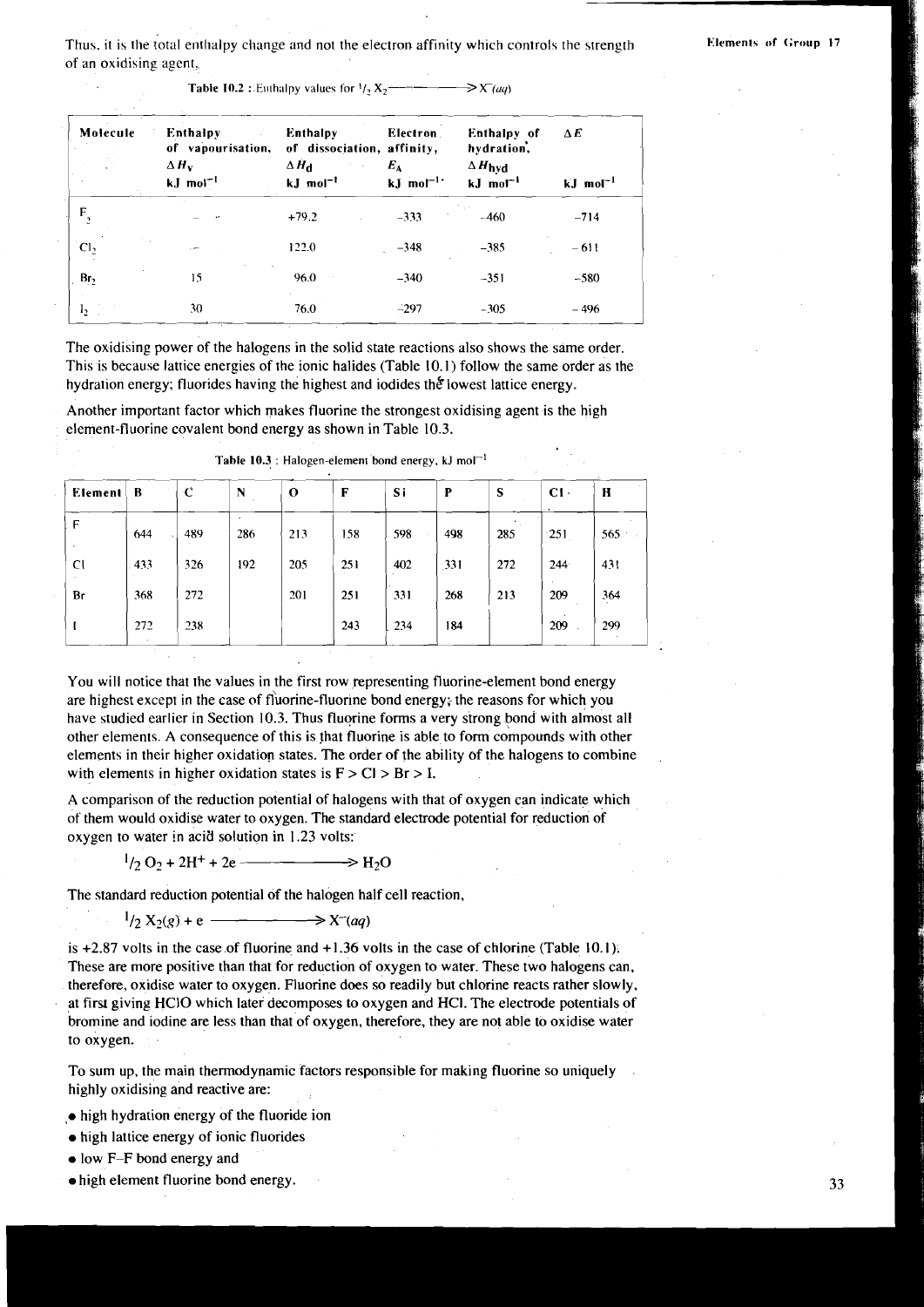Thus, it is the total enthalpy change and not the electron affinity which controls the strength of an oxidising agent.

Table 10.2 : Enthalpy values for $^1/_2 X_2 \longrightarrow X^-(aq)$

| Molecule | Enthalpy of vapourisation, $\Delta H_v$ kJ mol$^{-1}$ | Enthalpy of dissociation, $\Delta H_d$ kJ mol$^{-1}$ | Electron affinity, $E_A$ kJ mol$^{-1}$ | Enthalpy of hydration, $\Delta H_{hyd}$ kJ mol$^{-1}$ | $\Delta E$ kJ mol$^{-1}$ |
|---|---|---|---|---|---|
| $F_2$ | – | +79.2 | –333 | –460 | –714 |
| $Cl_2$ | – | 122.0 | –348 | –385 | –611 |
| $Br_2$ | 15 | 96.0 | –340 | –351 | –580 |
| $I_2$ | 30 | 76.0 | –297 | –305 | –496 |

The oxidising power of the halogens in the solid state reactions also shows the same order. This is because lattice energies of the ionic halides (Table 10.1) follow the same order as the hydration energy; fluorides having the highest and iodides the lowest lattice energy.

Another important factor which makes fluorine the strongest oxidising agent is the high element-fluorine covalent bond energy as shown in Table 10.3.

Table 10.3 : Halogen-element bond energy, kJ mol$^{-1}$

| Element | B | C | N | O | F | Si | P | S | Cl | H |
|---|---|---|---|---|---|---|---|---|---|---|
| F | 644 | 489 | 286 | 213 | 158 | 598 | 498 | 285 | 251 | 565 |
| Cl | 433 | 326 | 192 | 205 | 251 | 402 | 331 | 272 | 244 | 431 |
| Br | 368 | 272 | | 201 | 251 | 331 | 268 | 213 | 209 | 364 |
| I | 272 | 238 | | | 243 | 234 | 184 | | 209 | 299 |

You will notice that the values in the first row representing fluorine-element bond energy are highest except in the case of fluorine-fluorine bond energy; the reasons for which you have studied earlier in Section 10.3. Thus fluorine forms a very strong bond with almost all other elements. A consequence of this is that fluorine is able to form compounds with other elements in their higher oxidation states. The order of the ability of the halogens to combine with elements in higher oxidation states is F > Cl > Br > I.

A comparison of the reduction potential of halogens with that of oxygen can indicate which of them would oxidise water to oxygen. The standard electrode potential for reduction of oxygen to water in acid solution in 1.23 volts:

$$^1/_2\, O_2 + 2H^+ + 2e \longrightarrow H_2O$$

The standard reduction potential of the halogen half cell reaction,

$$^1/_2\, X_2(g) + e \longrightarrow X^-(aq)$$

is +2.87 volts in the case of fluorine and +1.36 volts in the case of chlorine (Table 10.1). These are more positive than that for reduction of oxygen to water. These two halogens can, therefore, oxidise water to oxygen. Fluorine does so readily but chlorine reacts rather slowly, at first giving HClO which later decomposes to oxygen and HCl. The electrode potentials of bromine and iodine are less than that of oxygen, therefore, they are not able to oxidise water to oxygen.

To sum up, the main thermodynamic factors responsible for making fluorine so uniquely highly oxidising and reactive are:

- high hydration energy of the fluoride ion
- high lattice energy of ionic fluorides
- low F–F bond energy and
- high element fluorine bond energy.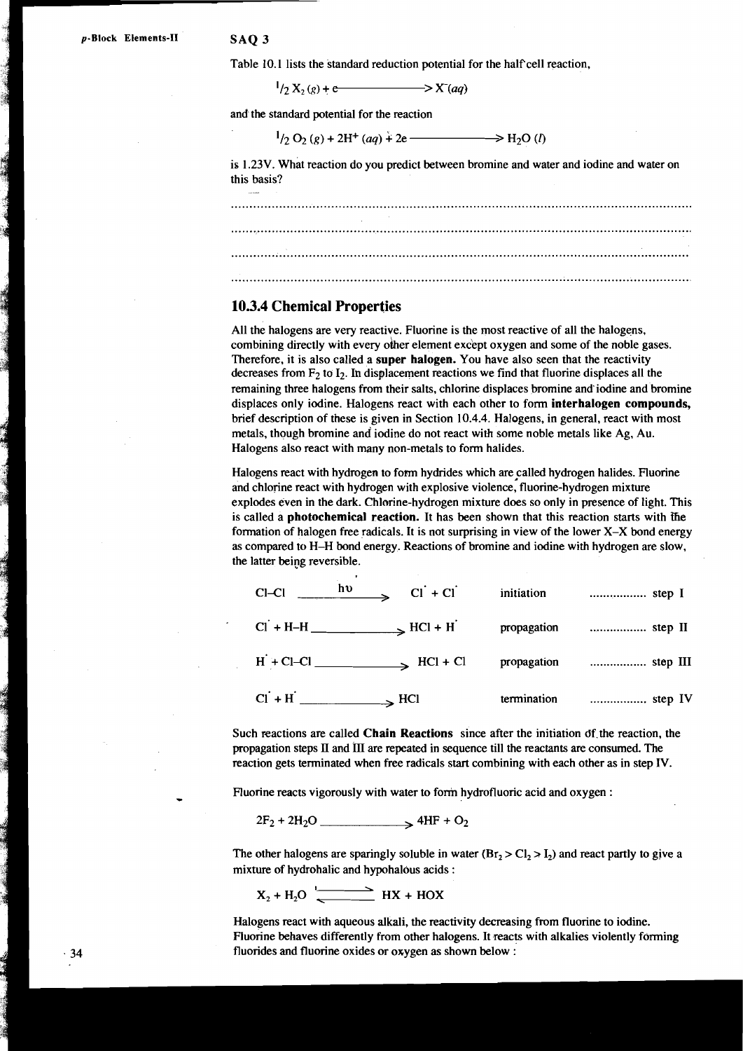**SAQ 3**

Table 10.1 lists the standard reduction potential for the half cell reaction,

$$^1/_2\, X_2\,(g) + e \longrightarrow X^-(aq)$$

and the standard potential for the reaction

$$^1/_2\, O_2\,(g) + 2H^+\,(aq) + 2e \longrightarrow H_2O\,(l)$$

is 1.23V. What reaction do you predict between bromine and water and iodine and water on this basis?

..........................................................................................................................

..........................................................................................................................

..........................................................................................................................

..........................................................................................................................

### 10.3.4 Chemical Properties

All the halogens are very reactive. Fluorine is the most reactive of all the halogens, combining directly with every other element except oxygen and some of the noble gases. Therefore, it is also called a **super halogen.** You have also seen that the reactivity decreases from $F_2$ to $I_2$. In displacement reactions we find that fluorine displaces all the remaining three halogens from their salts, chlorine displaces bromine and iodine and bromine displaces only iodine. Halogens react with each other to form **interhalogen compounds,** brief description of these is given in Section 10.4.4. Halogens, in general, react with most metals, though bromine and iodine do not react with some noble metals like Ag, Au. Halogens also react with many non-metals to form halides.

Halogens react with hydrogen to form hydrides which are called hydrogen halides. Fluorine and chlorine react with hydrogen with explosive violence, fluorine-hydrogen mixture explodes even in the dark. Chlorine-hydrogen mixture does so only in presence of light. This is called a **photochemical reaction.** It has been shown that this reaction starts with the formation of halogen free radicals. It is not surprising in view of the lower X–X bond energy as compared to H–H bond energy. Reactions of bromine and iodine with hydrogen are slow, the latter being reversible.

| | | |
|---|---|---|
| $Cl\text{–}Cl \xrightarrow{h\nu} Cl^{\cdot} + Cl^{\cdot}$ | initiation | ................ step I |
| $Cl^{\cdot} + H\text{–}H \longrightarrow HCl + H^{\cdot}$ | propagation | ................ step II |
| $H^{\cdot} + Cl\text{–}Cl \longrightarrow HCl + Cl$ | propagation | ................ step III |
| $Cl^{\cdot} + H^{\cdot} \longrightarrow HCl$ | termination | ................ step IV |

Such reactions are called **Chain Reactions** since after the initiation of the reaction, the propagation steps II and III are repeated in sequence till the reactants are consumed. The reaction gets terminated when free radicals start combining with each other as in step IV.

Fluorine reacts vigorously with water to form hydrofluoric acid and oxygen :

$$2F_2 + 2H_2O \longrightarrow 4HF + O_2$$

The other halogens are sparingly soluble in water ($Br_2 > Cl_2 > I_2$) and react partly to give a mixture of hydrohalic and hypohalous acids :

$$X_2 + H_2O \rightleftharpoons HX + HOX$$

Halogens react with aqueous alkali, the reactivity decreasing from fluorine to iodine. Fluorine behaves differently from other halogens. It reacts with alkalies violently forming fluorides and fluorine oxides or oxygen as shown below :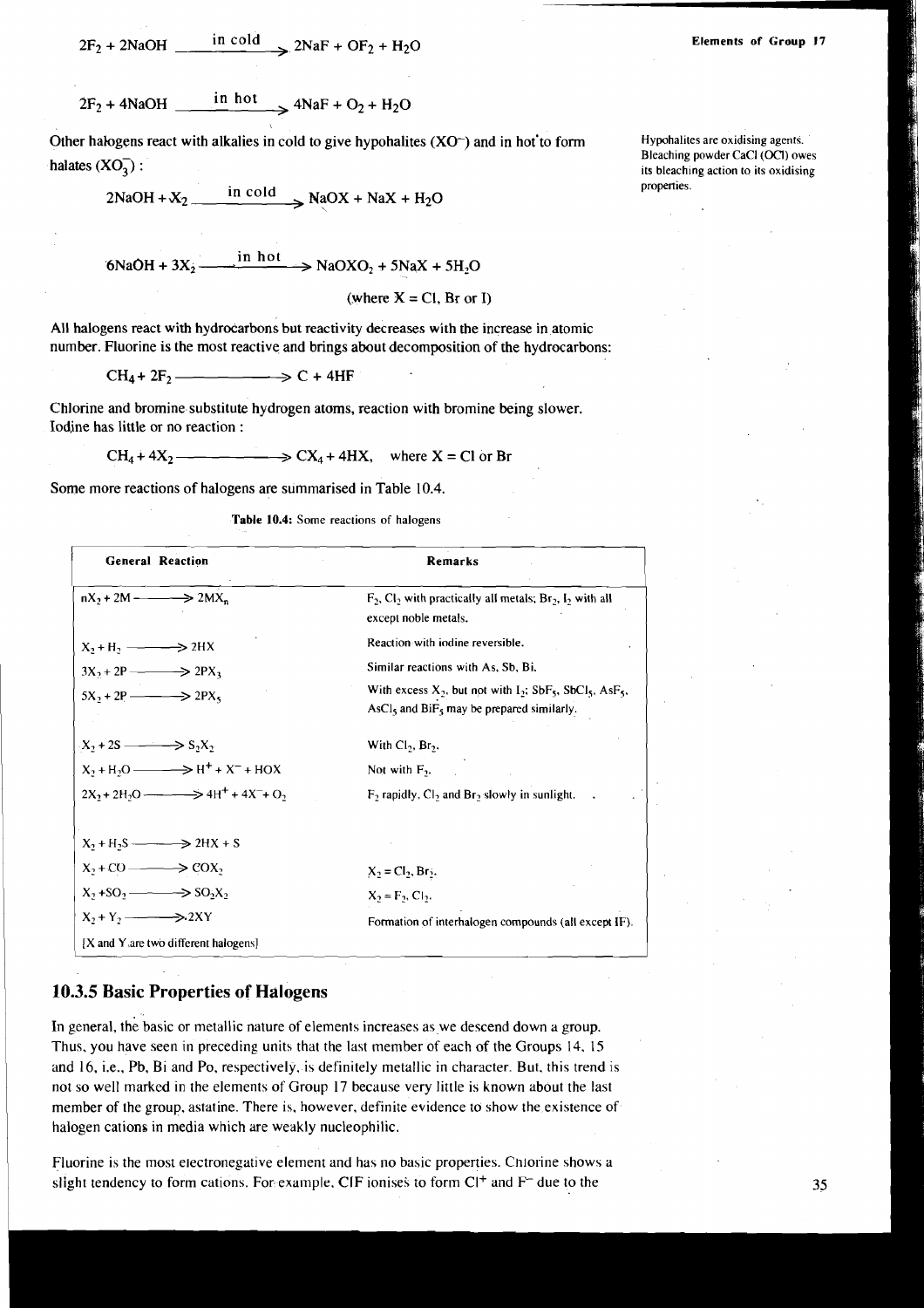$$2F_2 + 2NaOH \xrightarrow{\text{in cold}} 2NaF + OF_2 + H_2O$$

$$2F_2 + 4NaOH \xrightarrow{\text{in hot}} 4NaF + O_2 + H_2O$$

Other halogens react with alkalies in cold to give hypohalites ($XO^-$) and in hot to form halates ($XO_3^-$) :

Hypohalites are oxidising agents. Bleaching powder CaCl (OCl) owes its bleaching action to its oxidising properties.

$$2NaOH + X_2 \xrightarrow{\text{in cold}} NaOX + NaX + H_2O$$

$$6NaOH + 3X_2 \xrightarrow{\text{in hot}} NaOXO_2 + 5NaX + 5H_2O$$

(where X = Cl, Br or I)

All halogens react with hydrocarbons but reactivity decreases with the increase in atomic number. Fluorine is the most reactive and brings about decomposition of the hydrocarbons:

$$CH_4 + 2F_2 \longrightarrow C + 4HF$$

Chlorine and bromine substitute hydrogen atoms, reaction with bromine being slower. Iodine has little or no reaction :

$$CH_4 + 4X_2 \longrightarrow CX_4 + 4HX, \quad \text{where X = Cl or Br}$$

Some more reactions of halogens are summarised in Table 10.4.

**Table 10.4:** Some reactions of halogens

| General Reaction | Remarks |
|---|---|
| $nX_2 + 2M \longrightarrow 2MX_n$ | $F_2$, $Cl_2$ with practically all metals; $Br_2$, $I_2$ with all except noble metals. |
| $X_2 + H_2 \longrightarrow 2HX$ | Reaction with iodine reversible. |
| $3X_2 + 2P \longrightarrow 2PX_3$ | Similar reactions with As, Sb, Bi. |
| $5X_2 + 2P \longrightarrow 2PX_5$ | With excess $X_2$, but not with $I_2$; $SbF_5$, $SbCl_5$, $AsF_5$, $AsCl_5$ and $BiF_5$ may be prepared similarly. |
| $X_2 + 2S \longrightarrow S_2X_2$ | With $Cl_2$, $Br_2$. |
| $X_2 + H_2O \longrightarrow H^+ + X^- + HOX$ | Not with $F_2$. |
| $2X_2 + 2H_2O \longrightarrow 4H^+ + 4X^- + O_2$ | $F_2$ rapidly, $Cl_2$ and $Br_2$ slowly in sunlight. |
| $X_2 + H_2S \longrightarrow 2HX + S$ | |
| $X_2 + CO \longrightarrow COX_2$ | $X_2 = Cl_2, Br_2$. |
| $X_2 + SO_2 \longrightarrow SO_2X_2$ | $X_2 = F_2, Cl_2$. |
| $X_2 + Y_2 \longrightarrow 2XY$ | Formation of interhalogen compounds (all except IF). |
| [X and Y are two different halogens] | |

## 10.3.5 Basic Properties of Halogens

In general, the basic or metallic nature of elements increases as we descend down a group. Thus, you have seen in preceding units that the last member of each of the Groups 14, 15 and 16, i.e., Pb, Bi and Po, respectively, is definitely metallic in character. But, this trend is not so well marked in the elements of Group 17 because very little is known about the last member of the group, astatine. There is, however, definite evidence to show the existence of halogen cations in media which are weakly nucleophilic.

Fluorine is the most electronegative element and has no basic properties. Chlorine shows a slight tendency to form cations. For example, ClF ionises to form $Cl^+$ and $F^-$ due to the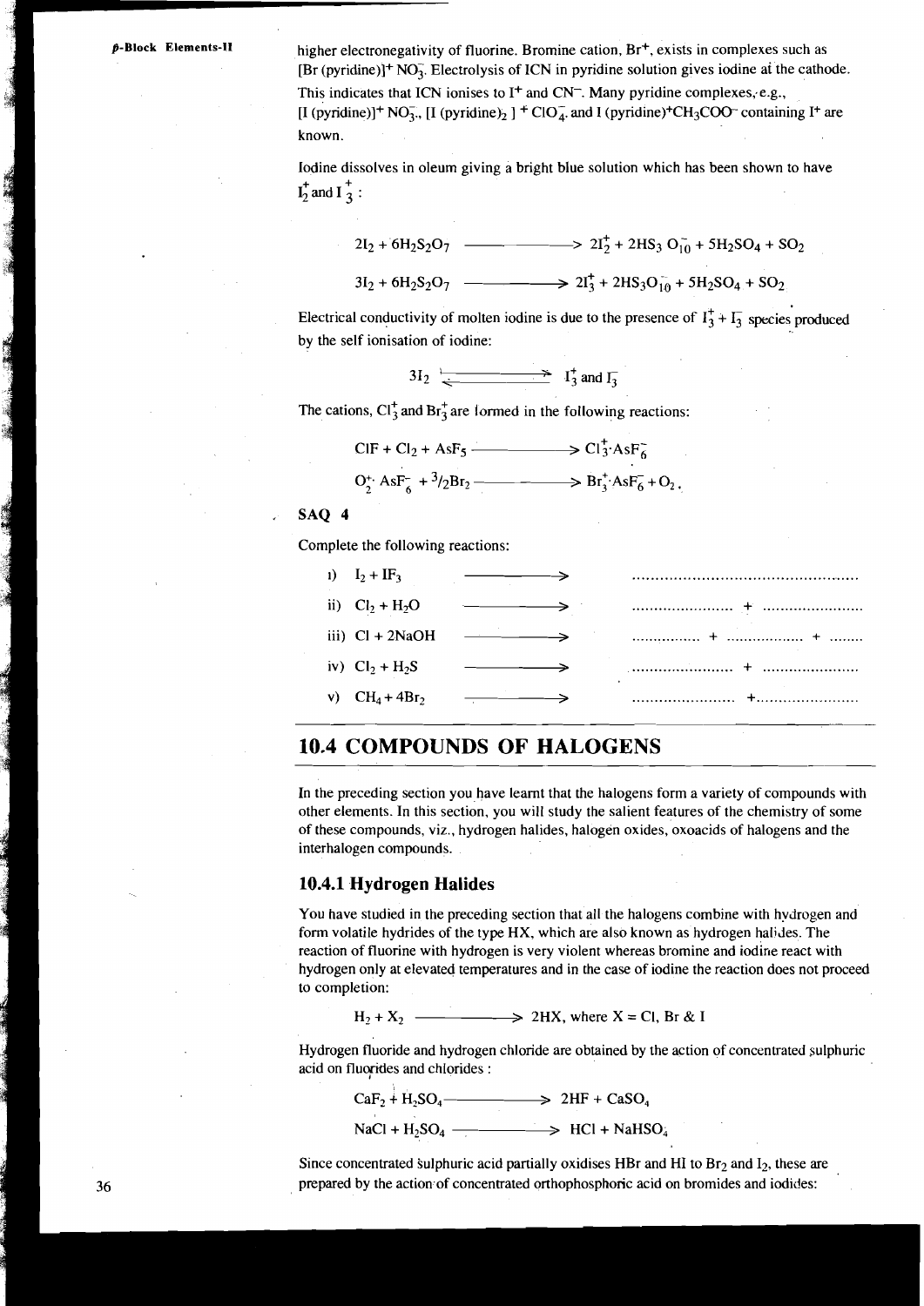higher electronegativity of fluorine. Bromine cation, $Br^+$, exists in complexes such as $[Br\ (pyridine)]^+ NO_3^-$. Electrolysis of ICN in pyridine solution gives iodine at the cathode. This indicates that ICN ionises to $I^+$ and $CN^-$. Many pyridine complexes, e.g., $[I\ (pyridine)]^+ NO_3^-$, $[I\ (pyridine)_2]^+ ClO_4^-$ and $I\ (pyridine)^+ CH_3COO^-$ containing $I^+$ are known.

Iodine dissolves in oleum giving a bright blue solution which has been shown to have $I_2^+$ and $I_3^+$:

$$2I_2 + 6H_2S_2O_7 \longrightarrow 2I_2^+ + 2HS_3O_{10}^- + 5H_2SO_4 + SO_2$$

$$3I_2 + 6H_2S_2O_7 \longrightarrow 2I_3^+ + 2HS_3O_{10}^- + 5H_2SO_4 + SO_2$$

Electrical conductivity of molten iodine is due to the presence of $I_3^+ + I_3^-$ species produced by the self ionisation of iodine:

$$3I_2 \rightleftharpoons I_3^+ \text{ and } I_3^-$$

The cations, $Cl_3^+$ and $Br_3^+$ are formed in the following reactions:

$$ClF + Cl_2 + AsF_5 \longrightarrow Cl_3^+ \cdot AsF_6^-$$

$$O_2^+ \cdot AsF_6^- + {}^3/_2 Br_2 \longrightarrow Br_3^+ \cdot AsF_6^- + O_2.$$

**SAQ 4**

Complete the following reactions:

i) $I_2 + IF_3 \longrightarrow$ ..............................................

ii) $Cl_2 + H_2O \longrightarrow$ ...................... + ......................

iii) $Cl + 2NaOH \longrightarrow$ ................ + ................ + ........

iv) $Cl_2 + H_2S \longrightarrow$ ...................... + ......................

v) $CH_4 + 4Br_2 \longrightarrow$ ...................... + ......................

## 10.4 COMPOUNDS OF HALOGENS

In the preceding section you have learnt that the halogens form a variety of compounds with other elements. In this section, you will study the salient features of the chemistry of some of these compounds, viz., hydrogen halides, halogen oxides, oxoacids of halogens and the interhalogen compounds.

### 10.4.1 Hydrogen Halides

You have studied in the preceding section that all the halogens combine with hydrogen and form volatile hydrides of the type HX, which are also known as hydrogen halides. The reaction of fluorine with hydrogen is very violent whereas bromine and iodine react with hydrogen only at elevated temperatures and in the case of iodine the reaction does not proceed to completion:

$$H_2 + X_2 \longrightarrow 2HX, \text{ where X = Cl, Br \& I}$$

Hydrogen fluoride and hydrogen chloride are obtained by the action of concentrated sulphuric acid on fluorides and chlorides :

$$CaF_2 + H_2SO_4 \longrightarrow 2HF + CaSO_4$$

$$NaCl + H_2SO_4 \longrightarrow HCl + NaHSO_4$$

Since concentrated sulphuric acid partially oxidises HBr and HI to $Br_2$ and $I_2$, these are prepared by the action of concentrated orthophosphoric acid on bromides and iodides: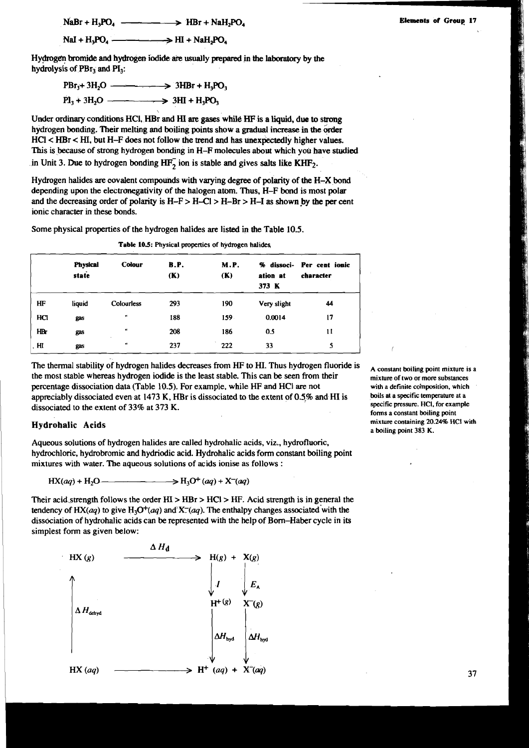$$NaBr + H_3PO_4 \longrightarrow HBr + NaH_2PO_4$$

$$NaI + H_3PO_4 \longrightarrow HI + NaH_2PO_4$$

Hydrogen bromide and hydrogen iodide are usually prepared in the laboratory by the hydrolysis of $PBr_3$ and $PI_3$:

$$PBr_3 + 3H_2O \longrightarrow 3HBr + H_3PO_3$$

$$PI_3 + 3H_2O \longrightarrow 3HI + H_3PO_3$$

Under ordinary conditions HCl, HBr and HI are gases while HF is a liquid, due to strong hydrogen bonding. Their melting and boiling points show a gradual increase in the order HCl < HBr < HI, but H–F does not follow the trend and has unexpectedly higher values. This is because of strong hydrogen bonding in H–F molecules about which you have studied in Unit 3. Due to hydrogen bonding $HF_2^-$ ion is stable and gives salts like $KHF_2$.

Hydrogen halides are covalent compounds with varying degree of polarity of the H–X bond depending upon the electronegativity of the halogen atom. Thus, H–F bond is most polar and the decreasing order of polarity is H–F > H–Cl > H–Br > H–I as shown by the per cent ionic character in these bonds.

Some physical properties of the hydrogen halides are listed in the Table 10.5.

**Table 10.5:** Physical properties of hydrogen halides

| | Physical state | Colour | B.P. (K) | M.P. (K) | % dissociation at 373 K | Per cent ionic character |
|---|---|---|---|---|---|---|
| HF | liquid | Colourless | 293 | 190 | Very slight | 44 |
| HCl | gas | " | 188 | 159 | 0.0014 | 17 |
| HBr | gas | " | 208 | 186 | 0.5 | 11 |
| HI | gas | " | 237 | 222 | 33 | 5 |

The thermal stability of hydrogen halides decreases from HF to HI. Thus hydrogen fluoride is the most stable whereas hydrogen iodide is the least stable. This can be seen from their percentage dissociation data (Table 10.5). For example, while HF and HCl are not appreciably dissociated even at 1473 K, HBr is dissociated to the extent of 0.5% and HI is dissociated to the extent of 33% at 373 K.

A constant boiling point mixture is a mixture of two or more substances with a definite composition, which boils at a specific temperature at a specific pressure. HCl, for example forms a constant boiling point mixture containing 20.24% HCl with a boiling point 383 K.

### Hydrohalic Acids

Aqueous solutions of hydrogen halides are called hydrohalic acids, viz., hydrofluoric, hydrochloric, hydrobromic and hydriodic acid. Hydrohalic acids form constant boiling point mixtures with water. The aqueous solutions of acids ionise as follows :

$$HX(aq) + H_2O \longrightarrow H_3O^+(aq) + X^-(aq)$$

Their acid strength follows the order HI > HBr > HCl > HF. Acid strength is in general the tendency of $HX(aq)$ to give $H_3O^+(aq)$ and $X^-(aq)$. The enthalpy changes associated with the dissociation of hydrohalic acids can be represented with the help of Born–Haber cycle in its simplest form as given below:

$$\begin{array}{ccc}
HX(g) & \xrightarrow{\Delta H_d} & H(g) + X(g) \\
\uparrow \Delta H_{dehyd} & & \downarrow I \quad \downarrow E_A \\
 & & H^+(g) \quad X^-(g) \\
 & & \downarrow \Delta H_{hyd} \quad \downarrow \Delta H_{hyd} \\
HX(aq) & \longrightarrow & H^+(aq) + X^-(aq)
\end{array}$$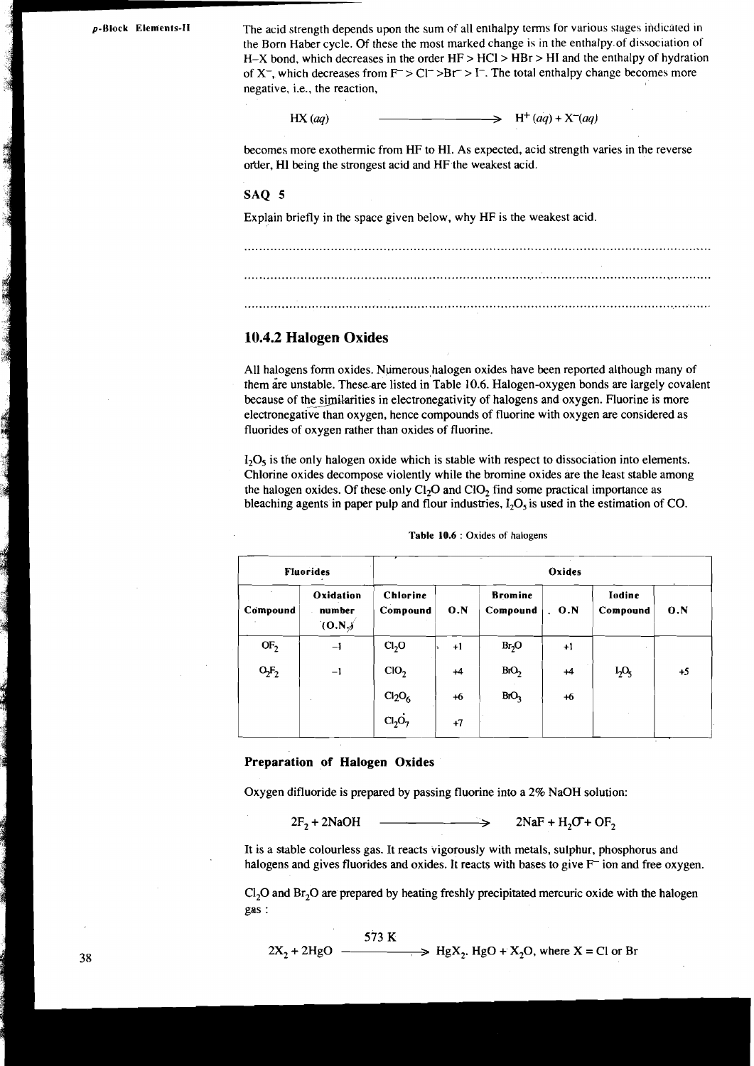The acid strength depends upon the sum of all enthalpy terms for various stages indicated in the Born Haber cycle. Of these the most marked change is in the enthalpy of dissociation of H–X bond, which decreases in the order HF > HCl > HBr > HI and the enthalpy of hydration of $X^-$, which decreases from $F^- > Cl^- > Br^- > I^-$. The total enthalpy change becomes more negative, i.e., the reaction,

$$HX(aq) \longrightarrow H^+(aq) + X^-(aq)$$

becomes more exothermic from HF to HI. As expected, acid strength varies in the reverse order, HI being the strongest acid and HF the weakest acid.

## SAQ 5

Explain briefly in the space given below, why HF is the weakest acid.

......................................................................................................................................

......................................................................................................................................

......................................................................................................................................

## 10.4.2 Halogen Oxides

All halogens form oxides. Numerous halogen oxides have been reported although many of them are unstable. These are listed in Table 10.6. Halogen-oxygen bonds are largely covalent because of the similarities in electronegativity of halogens and oxygen. Fluorine is more electronegative than oxygen, hence compounds of fluorine with oxygen are considered as fluorides of oxygen rather than oxides of fluorine.

$I_2O_5$ is the only halogen oxide which is stable with respect to dissociation into elements. Chlorine oxides decompose violently while the bromine oxides are the least stable among the halogen oxides. Of these only $Cl_2O$ and $ClO_2$ find some practical importance as bleaching agents in paper pulp and flour industries, $I_2O_5$ is used in the estimation of CO.

**Table 10.6** : Oxides of halogens

| Fluorides | | Oxides | | | | | |
|---|---|---|---|---|---|---|---|
| Compound | Oxidation number (O.N.) | Chlorine Compound | O.N | Bromine Compound | O.N | Iodine Compound | O.N |
| $OF_2$ | −1 | $Cl_2O$ | +1 | $Br_2O$ | +1 | | |
| $O_2F_2$ | −1 | $ClO_2$ | +4 | $BrO_2$ | +4 | $I_2O_5$ | +5 |
| | | $Cl_2O_6$ | +6 | $BrO_3$ | +6 | | |
| | | $Cl_2O_7$ | +7 | | | | |

### Preparation of Halogen Oxides

Oxygen difluoride is prepared by passing fluorine into a 2% NaOH solution:

$$2F_2 + 2NaOH \longrightarrow 2NaF + H_2O + OF_2$$

It is a stable colourless gas. It reacts vigorously with metals, sulphur, phosphorus and halogens and gives fluorides and oxides. It reacts with bases to give $F^-$ ion and free oxygen.

$Cl_2O$ and $Br_2O$ are prepared by heating freshly precipitated mercuric oxide with the halogen gas :

$$2X_2 + 2HgO \xrightarrow{573\text{ K}} HgX_2.\,HgO + X_2O, \text{ where } X = Cl \text{ or } Br$$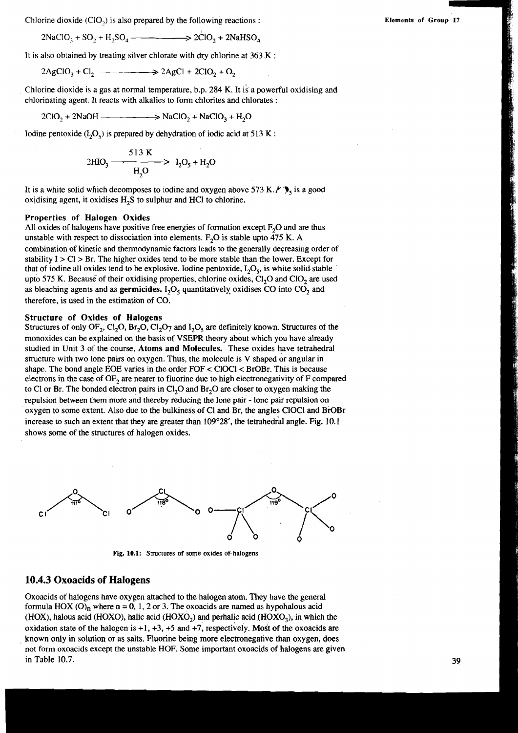Chlorine dioxide ($ClO_2$) is also prepared by the following reactions :

$$2NaClO_3 + SO_2 + H_2SO_4 \longrightarrow 2ClO_2 + 2NaHSO_4$$

It is also obtained by treating silver chlorate with dry chlorine at 363 K :

$$2AgClO_3 + Cl_2 \longrightarrow 2AgCl + 2ClO_2 + O_2$$

Chlorine dioxide is a gas at normal temperature, b.p. 284 K. It is a powerful oxidising and chlorinating agent. It reacts with alkalies to form chlorites and chlorates :

$$2ClO_2 + 2NaOH \longrightarrow NaClO_2 + NaClO_3 + H_2O$$

Iodine pentoxide ($I_2O_5$) is prepared by dehydration of iodic acid at 513 K :

$$2HIO_3 \xrightarrow[H_2O]{513\text{ K}} I_2O_5 + H_2O$$

It is a white solid which decomposes to iodine and oxygen above 573 K. $I_2O_5$ is a good oxidising agent, it oxidises $H_2S$ to sulphur and HCl to chlorine.

#### Properties of Halogen Oxides

All oxides of halogens have positive free energies of formation except $F_2O$ and are thus unstable with respect to dissociation into elements. $F_2O$ is stable upto 475 K. A combination of kinetic and thermodynamic factors leads to the generally decreasing order of stability I > Cl > Br. The higher oxides tend to be more stable than the lower. Except for that of iodine all oxides tend to be explosive. Iodine pentoxide, $I_2O_5$, is white solid stable upto 575 K. Because of their oxidising properties, chlorine oxides, $Cl_2O$ and $ClO_2$ are used as bleaching agents and as **germicides.** $I_2O_5$ quantitatively oxidises CO into $CO_2$ and therefore, is used in the estimation of CO.

#### Structure of Oxides of Halogens

Structures of only $OF_2$, $Cl_2O$, $Br_2O$, $Cl_2O_7$ and $I_2O_5$ are definitely known. Structures of the monoxides can be explained on the basis of VSEPR theory about which you have already studied in Unit 3 of the course, **Atoms and Molecules.** These oxides have tetrahedral structure with two lone pairs on oxygen. Thus, the molecule is V shaped or angular in shape. The bond angle EOE varies in the order FOF < ClOCl < BrOBr. This is because electrons in the case of $OF_2$ are nearer to fluorine due to high electronegativity of F compared to Cl or Br. The bonded electron pairs in $Cl_2O$ and $Br_2O$ are closer to oxygen making the repulsion between them more and thereby reducing the lone pair - lone pair repulsion on oxygen to some extent. Also due to the bulkiness of Cl and Br, the angles ClOCl and BrOBr increase to such an extent that they are greater than 109°28′, the tetrahedral angle. Fig. 10.1 shows some of the structures of halogen oxides.

Fig. 10.1: Structures of some oxides of halogens

### 10.4.3 Oxoacids of Halogens

Oxoacids of halogens have oxygen attached to the halogen atom. They have the general formula $HOX(O)_n$ where n = 0, 1, 2 or 3. The oxoacids are named as hypohalous acid (HOX), halous acid (HOXO), halic acid ($HOXO_2$) and perhalic acid ($HOXO_3$), in which the oxidation state of the halogen is +1, +3, +5 and +7, respectively. Most of the oxoacids are known only in solution or as salts. Fluorine being more electronegative than oxygen, does not form oxoacids except the unstable HOF. Some important oxoacids of halogens are given in Table 10.7.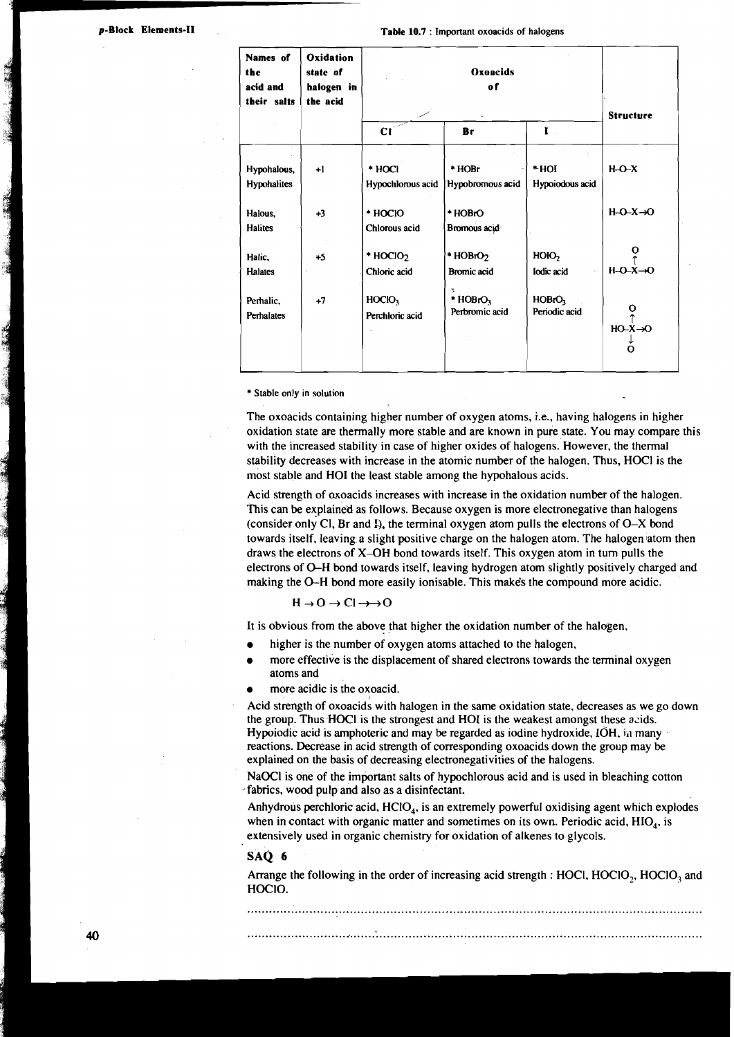Table 10.7 : Important oxoacids of halogens

| Names of the acid and their salts | Oxidation state of halogen in the acid | Oxoacids of | | | Structure |
|---|---|---|---|---|---|
| | | Cl | Br | I | |
| Hypohalous, Hypohalites | +1 | * HOCl Hypochlorous acid | * HOBr Hypobromous acid | * HOI Hypoiodous acid | H–O–X |
| Halous, Halites | +3 | * HOClO Chlorous acid | * HOBrO Bromous acid | | H–O–X→O |
| Halic, Halates | +5 | * $HOClO_2$ Chloric acid | * $HOBrO_2$ Bromic acid | $HOIO_2$ Iodic acid | H–O–X(→O)→O |
| Perhalic, Perhalates | +7 | $HOClO_3$ Perchloric acid | * $HOBrO_3$ Perbromic acid | $HOBrO_3$ Periodic acid | HO–X(→O)(→O)→O |

\* Stable only in solution

The oxoacids containing higher number of oxygen atoms, i.e., having halogens in higher oxidation state are thermally more stable and are known in pure state. You may compare this with the increased stability in case of higher oxides of halogens. However, the thermal stability decreases with increase in the atomic number of the halogen. Thus, HOCl is the most stable and HOI the least stable among the hypohalous acids.

Acid strength of oxoacids increases with increase in the oxidation number of the halogen. This can be explained as follows. Because oxygen is more electronegative than halogens (consider only Cl, Br and I), the terminal oxygen atom pulls the electrons of O–X bond towards itself, leaving a slight positive charge on the halogen atom. The halogen atom then draws the electrons of X–OH bond towards itself. This oxygen atom in turn pulls the electrons of O–H bond towards itself, leaving hydrogen atom slightly positively charged and making the O–H bond more easily ionisable. This makes the compound more acidic.

$$H \rightarrow O \rightarrow Cl \rightarrow\rightarrow O$$

It is obvious from the above that higher the oxidation number of the halogen,

- higher is the number of oxygen atoms attached to the halogen,
- more effective is the displacement of shared electrons towards the terminal oxygen atoms and
- more acidic is the oxoacid.

Acid strength of oxoacids with halogen in the same oxidation state, decreases as we go down the group. Thus HOCl is the strongest and HOI is the weakest amongst these acids. Hypoiodic acid is amphoteric and may be regarded as iodine hydroxide, IOH, in many reactions. Decrease in acid strength of corresponding oxoacids down the group may be explained on the basis of decreasing electronegativities of the halogens.

NaOCl is one of the important salts of hypochlorous acid and is used in bleaching cotton fabrics, wood pulp and also as a disinfectant.

Anhydrous perchloric acid, $HClO_4$, is an extremely powerful oxidising agent which explodes when in contact with organic matter and sometimes on its own. Periodic acid, $HIO_4$, is extensively used in organic chemistry for oxidation of alkenes to glycols.

## SAQ 6

Arrange the following in the order of increasing acid strength : HOCl, $HOClO_2$, $HOClO_3$ and HOClO.

................................................................................................................................

................................................................................................................................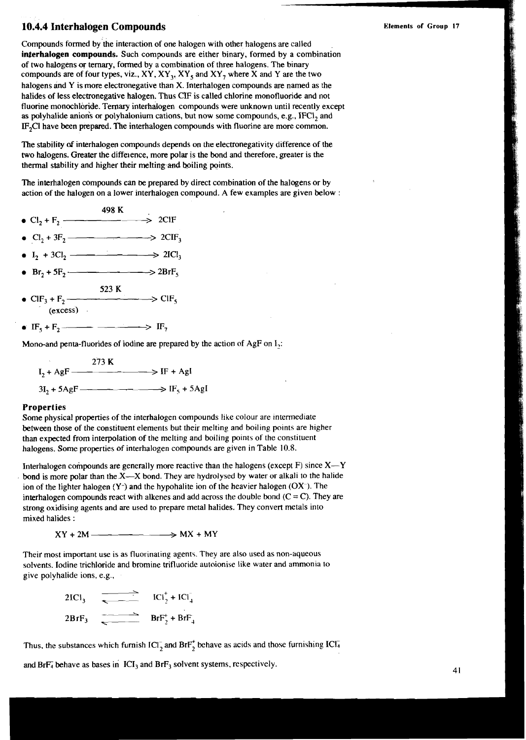## 10.4.4 Interhalogen Compounds

Compounds formed by the interaction of one halogen with other halogens are called **interhalogen compounds.** Such compounds are either binary, formed by a combination of two halogens or ternary, formed by a combination of three halogens. The binary compounds are of four types, viz., XY, $XY_3$, $XY_5$ and $XY_7$ where X and Y are the two halogens and Y is more electronegative than X. Interhalogen compounds are named as the halides of less electronegative halogen. Thus ClF is called chlorine monofluoride and not fluorine monochloride. Ternary interhalogen compounds were unknown until recently except as polyhalide anions or polyhalonium cations, but now some compounds, e.g., $IFCl_2$ and $IF_2Cl$ have been prepared. The interhalogen compounds with fluorine are more common.

The stability of interhalogen compounds depends on the electronegativity difference of the two halogens. Greater the difference, more polar is the bond and therefore, greater is the thermal stability and higher their melting and boiling points.

The interhalogen compounds can be prepared by direct combination of the halogens or by action of the halogen on a lower interhalogen compound. A few examples are given below :

- $Cl_2 + F_2 \xrightarrow{498\text{ K}} 2ClF$
- $Cl_2 + 3F_2 \longrightarrow 2ClF_3$
- $I_2 + 3Cl_2 \longrightarrow 2ICl_3$
- $Br_2 + 5F_2 \longrightarrow 2BrF_5$
- $ClF_3 + \underset{\text{(excess)}}{F_2} \xrightarrow{523\text{ K}} ClF_5$
- $IF_5 + F_2 \longrightarrow IF_7$

Mono-and penta-fluorides of iodine are prepared by the action of AgF on $I_2$:

$$I_2 + AgF \xrightarrow{273\text{ K}} IF + AgI$$

$$3I_2 + 5AgF \longrightarrow IF_5 + 5AgI$$

### Properties

Some physical properties of the interhalogen compounds like colour are intermediate between those of the constituent elements but their melting and boiling points are higher than expected from interpolation of the melting and boiling points of the constituent halogens. Some properties of interhalogen compounds are given in Table 10.8.

Interhalogen compounds are generally more reactive than the halogens (except F) since X—Y bond is more polar than the X—X bond. They are hydrolysed by water or alkali to the halide ion of the lighter halogen ($Y^-$) and the hypohalite ion of the heavier halogen ($OX^-$). The interhalogen compounds react with alkenes and add across the double bond (C = C). They are strong oxidising agents and are used to prepare metal halides. They convert metals into mixed halides :

$$XY + 2M \longrightarrow MX + MY$$

Their most important use is as fluorinating agents. They are also used as non-aqueous solvents. Iodine trichloride and bromine trifluoride autoionise like water and ammonia to give polyhalide ions, e.g.,

$$2ICl_3 \rightleftharpoons ICl_2^+ + ICl_4^-$$

$$2BrF_3 \rightleftharpoons BrF_2^+ + BrF_4^-$$

Thus, the substances which furnish $ICl_2^-$ and $BrF_2^+$ behave as acids and those furnishing $ICl_4^-$ and $BrF_4^-$ behave as bases in $ICl_3$ and $BrF_3$ solvent systems, respectively.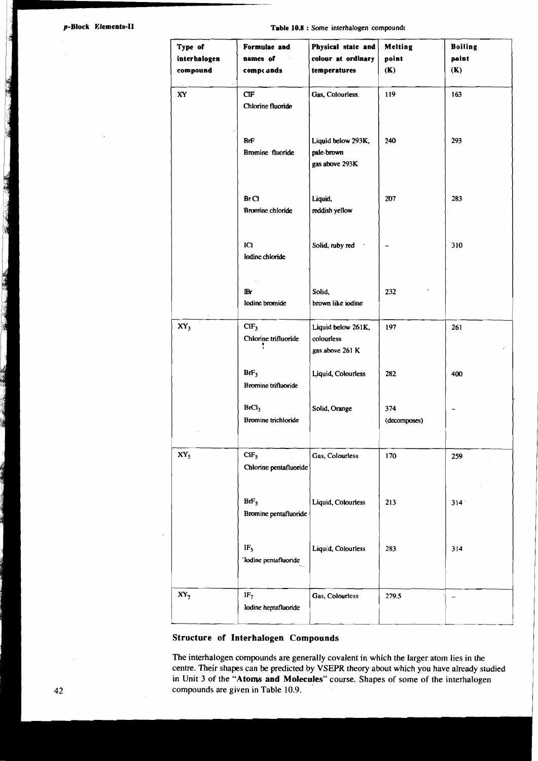Table 10.8 : Some interhalogen compounds

| Type of interhalogen compound | Formulae and names of compounds | Physical state and colour at ordinary temperatures | Melting point (K) | Boiling point (K) |
|---|---|---|---|---|
| XY | ClF Chlorine fluoride | Gas, Colourless. | 119 | 163 |
| | BrF Bromine fluoride | Liquid below 293K, pale-brown gas above 293K | 240 | 293 |
| | Br Cl Bromine chloride | Liquid, reddish yellow | 207 | 283 |
| | ICl Iodine chloride | Solid, ruby red | – | 310 |
| | IBr Iodine bromide | Solid, brown like iodine | 232 | |
| $XY_3$ | $ClF_3$ Chlorine trifluoride | Liquid below 261K, colourless gas above 261 K | 197 | 261 |
| | $BrF_3$ Bromine trifluoride | Liquid, Colourless | 282 | 400 |
| | $BrCl_3$ Bromine trichloride | Solid, Orange | 374 (decomposes) | – |
| $XY_5$ | $ClF_5$ Chlorine pentafluoride | Gas, Colourless | 170 | 259 |
| | $BrF_5$ Bromine pentafluoride | Liquid, Colourless | 213 | 314 |
| | $IF_5$ Iodine pentafluoride | Liquid, Colourless | 283 | 314 |
| $XY_7$ | $IF_7$ Iodine heptafluoride | Gas, Colourless | 279.5 | – |

### Structure of Interhalogen Compounds

The interhalogen compounds are generally covalent in which the larger atom lies in the centre. Their shapes can be predicted by VSEPR theory about which you have already studied in Unit 3 of the "**Atoms and Molecules**" course. Shapes of some of the interhalogen compounds are given in Table 10.9.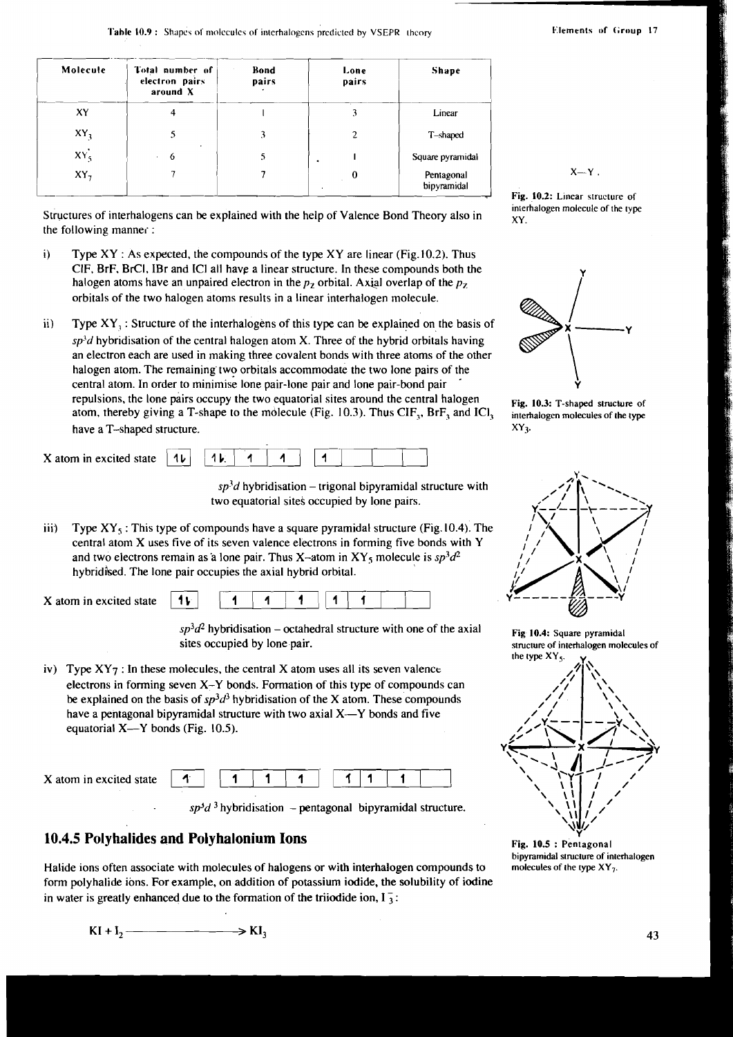**Table 10.9 :** Shapes of molecules of interhalogens predicted by VSEPR theory

| Molecule | Total number of electron pairs around X | Bond pairs | Lone pairs | Shape |
|---|---|---|---|---|
| XY | 4 | 1 | 3 | Linear |
| $XY_3$ | 5 | 3 | 2 | T-shaped |
| $XY_5$ | 6 | 5 | 1 | Square pyramidal |
| $XY_7$ | 7 | 7 | 0 | Pentagonal bipyramidal |

Structures of interhalogens can be explained with the help of Valence Bond Theory also in the following manner :

i) Type XY : As expected, the compounds of the type XY are linear (Fig.10.2). Thus ClF, BrF, BrCl, IBr and ICl all have a linear structure. In these compounds both the halogen atoms have an unpaired electron in the $p_z$ orbital. Axial overlap of the $p_z$ orbitals of the two halogen atoms results in a linear interhalogen molecule.

X—Y

**Fig. 10.2:** Linear structure of interhalogen molecule of the type XY.

ii) Type $XY_3$ : Structure of the interhalogens of this type can be explained on the basis of $sp^3d$ hybridisation of the central halogen atom X. Three of the hybrid orbitals having an electron each are used in making three covalent bonds with three atoms of the other halogen atom. The remaining two orbitals accommodate the two lone pairs of the central atom. In order to minimise lone pair-lone pair and lone pair-bond pair repulsions, the lone pairs occupy the two equatorial sites around the central halogen atom, thereby giving a T-shape to the molecule (Fig. 10.3). Thus $ClF_3$, $BrF_3$ and $ICl_3$ have a T-shaped structure.

**Fig. 10.3:** T-shaped structure of interhalogen molecules of the type $XY_3$.

X atom in excited state | ↿⇂ | ↿⇂ | ↿ | ↿ | ↿ | | | |

$sp^3d$ hybridisation – trigonal bipyramidal structure with two equatorial sites occupied by lone pairs.

iii) Type $XY_5$ : This type of compounds have a square pyramidal structure (Fig.10.4). The central atom X uses five of its seven valence electrons in forming five bonds with Y and two electrons remain as a lone pair. Thus X–atom in $XY_5$ molecule is $sp^3d^2$ hybridised. The lone pair occupies the axial hybrid orbital.

X atom in excited state | ↿⇂ | ↿ | ↿ | ↿ | ↿ | ↿ | | |

$sp^3d^2$ hybridisation – octahedral structure with one of the axial sites occupied by lone pair.

**Fig 10.4:** Square pyramidal structure of interhalogen molecules of the type $XY_5$.

iv) Type $XY_7$ : In these molecules, the central X atom uses all its seven valence electrons in forming seven X–Y bonds. Formation of this type of compounds can be explained on the basis of $sp^3d^3$ hybridisation of the X atom. These compounds have a pentagonal bipyramidal structure with two axial X—Y bonds and five equatorial X—Y bonds (Fig. 10.5).

X atom in excited state | ↿ | ↿ | ↿ | ↿ | ↿ | ↿ | ↿ | |

$sp^3d^3$ hybridisation – pentagonal bipyramidal structure.

**Fig. 10.5 :** Pentagonal bipyramidal structure of interhalogen molecules of the type $XY_7$.

## 10.4.5 Polyhalides and Polyhalonium Ions

Halide ions often associate with molecules of halogens or with interhalogen compounds to form polyhalide ions. For example, on addition of potassium iodide, the solubility of iodine in water is greatly enhanced due to the formation of the triiodide ion, $I_3^-$ :

$$KI + I_2 \longrightarrow KI_3$$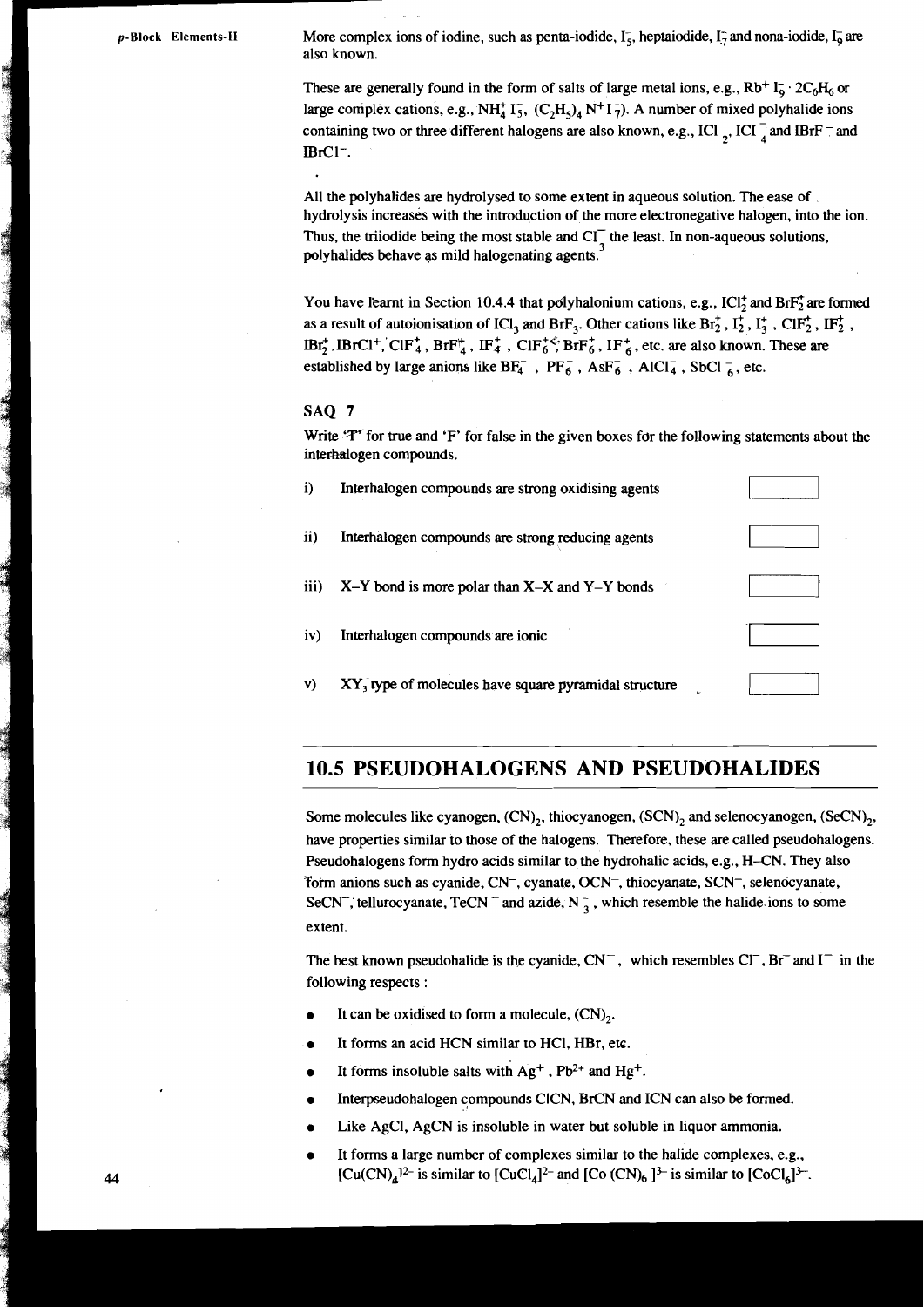More complex ions of iodine, such as penta-iodide, $I_5^-$, heptaiodide, $I_7^-$ and nona-iodide, $I_9^-$ are also known.

These are generally found in the form of salts of large metal ions, e.g., $Rb^+ I_9^- \cdot 2C_6H_6$ or large complex cations, e.g., $NH_4^+ I_5^-$, $(C_2H_5)_4 N^+ I_7^-$). A number of mixed polyhalide ions containing two or three different halogens are also known, e.g., $ICl_2^-$, $ICl_4^-$ and $IBrF^-$ and $IBrCl^-$.

All the polyhalides are hydrolysed to some extent in aqueous solution. The ease of hydrolysis increases with the introduction of the more electronegative halogen, into the ion. Thus, the triiodide being the most stable and $Cl_3^-$ the least. In non-aqueous solutions, polyhalides behave as mild halogenating agents.

You have learnt in Section 10.4.4 that polyhalonium cations, e.g., $ICl_2^+$ and $BrF_2^+$ are formed as a result of autoionisation of $ICl_3$ and $BrF_3$. Other cations like $Br_2^+$, $I_2^+$, $I_3^+$, $ClF_2^+$, $IF_2^+$, $IBr_2^+$, $IBrCl^+$, $ClF_4^+$, $BrF_4^+$, $IF_4^+$, $ClF_6^+$, $BrF_6^+$, $IF_6^+$, etc. are also known. These are established by large anions like $BF_4^-$, $PF_6^-$, $AsF_6^-$, $AlCl_4^-$, $SbCl_6^-$, etc.

### SAQ 7

Write 'T' for true and 'F' for false in the given boxes for the following statements about the interhalogen compounds.

i) Interhalogen compounds are strong oxidising agents [ ]

ii) Interhalogen compounds are strong reducing agents [ ]

iii) X–Y bond is more polar than X–X and Y–Y bonds [ ]

iv) Interhalogen compounds are ionic [ ]

v) $XY_3$ type of molecules have square pyramidal structure [ ]

## 10.5 PSEUDOHALOGENS AND PSEUDOHALIDES

Some molecules like cyanogen, $(CN)_2$, thiocyanogen, $(SCN)_2$ and selenocyanogen, $(SeCN)_2$, have properties similar to those of the halogens. Therefore, these are called pseudohalogens. Pseudohalogens form hydro acids similar to the hydrohalic acids, e.g., H–CN. They also form anions such as cyanide, $CN^-$, cyanate, $OCN^-$, thiocyanate, $SCN^-$, selenocyanate, $SeCN^-$, tellurocyanate, $TeCN^-$ and azide, $N_3^-$, which resemble the halide ions to some extent.

The best known pseudohalide is the cyanide, $CN^-$, which resembles $Cl^-$, $Br^-$ and $I^-$ in the following respects :

- It can be oxidised to form a molecule, $(CN)_2$.
- It forms an acid HCN similar to HCl, HBr, etc.
- It forms insoluble salts with $Ag^+$, $Pb^{2+}$ and $Hg^+$.
- Interpseudohalogen compounds ClCN, BrCN and ICN can also be formed.
- Like AgCl, AgCN is insoluble in water but soluble in liquor ammonia.
- It forms a large number of complexes similar to the halide complexes, e.g., $[Cu(CN)_4]^{2-}$ is similar to $[CuCl_4]^{2-}$ and $[Co(CN)_6]^{3-}$ is similar to $[CoCl_6]^{3-}$.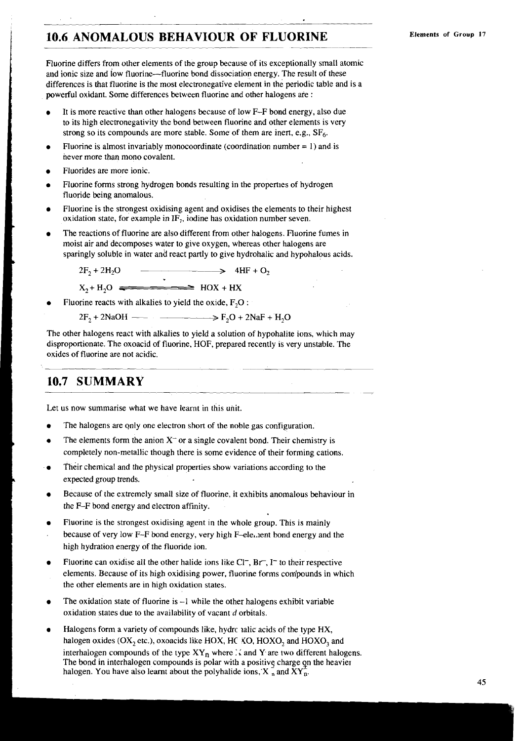## 10.6 ANOMALOUS BEHAVIOUR OF FLUORINE

Fluorine differs from other elements of the group because of its exceptionally small atomic and ionic size and low fluorine—fluorine bond dissociation energy. The result of these differences is that fluorine is the most electronegative element in the periodic table and is a powerful oxidant. Some differences between fluorine and other halogens are :

- It is more reactive than other halogens because of low F–F bond energy, also due to its high electronegativity the bond between fluorine and other elements is very strong so its compounds are more stable. Some of them are inert, e.g., $SF_6$.
- Fluorine is almost invariably monocoordinate (coordination number = 1) and is never more than mono covalent.
- Fluorides are more ionic.
- Fluorine forms strong hydrogen bonds resulting in the properties of hydrogen fluoride being anomalous.
- Fluorine is the strongest oxidising agent and oxidises the elements to their highest oxidation state, for example in $IF_7$, iodine has oxidation number seven.
- The reactions of fluorine are also different from other halogens. Fluorine fumes in moist air and decomposes water to give oxygen, whereas other halogens are sparingly soluble in water and react partly to give hydrohalic and hypohalous acids.

$$2F_2 + 2H_2O \longrightarrow 4HF + O_2$$

$$X_2 + H_2O \rightleftharpoons HOX + HX$$

- Fluorine reacts with alkalies to yield the oxide, $F_2O$ :

$$2F_2 + 2NaOH \longrightarrow F_2O + 2NaF + H_2O$$

The other halogens react with alkalies to yield a solution of hypohalite ions, which may disproportionate. The oxoacid of fluorine, HOF, prepared recently is very unstable. The oxides of fluorine are not acidic.

## 10.7 SUMMARY

Let us now summarise what we have learnt in this unit.

- The halogens are only one electron short of the noble gas configuration.
- The elements form the anion $X^-$ or a single covalent bond. Their chemistry is completely non-metallic though there is some evidence of their forming cations.
- Their chemical and the physical properties show variations according to the expected group trends.
- Because of the extremely small size of fluorine, it exhibits anomalous behaviour in the F–F bond energy and electron affinity.
- Fluorine is the strongest oxidising agent in the whole group. This is mainly because of very low F–F bond energy, very high F–element bond energy and the high hydration energy of the fluoride ion.
- Fluorine can oxidise all the other halide ions like $Cl^-$, $Br^-$, $I^-$ to their respective elements. Because of its high oxidising power, fluorine forms compounds in which the other elements are in high oxidation states.
- The oxidation state of fluorine is –1 while the other halogens exhibit variable oxidation states due to the availability of vacant *d* orbitals.
- Halogens form a variety of compounds like, hydrohalic acids of the type HX, halogen oxides ($OX_2$ etc.), oxoacids like HOX, HOXO, $HOXO_2$ and $HOXO_3$ and interhalogen compounds of the type $XY_n$ where X and Y are two different halogens. The bond in interhalogen compounds is polar with a positive charge on the heavier halogen. You have also learnt about the polyhalide ions, $X_n^-$ and $XY_n^{\pm}$.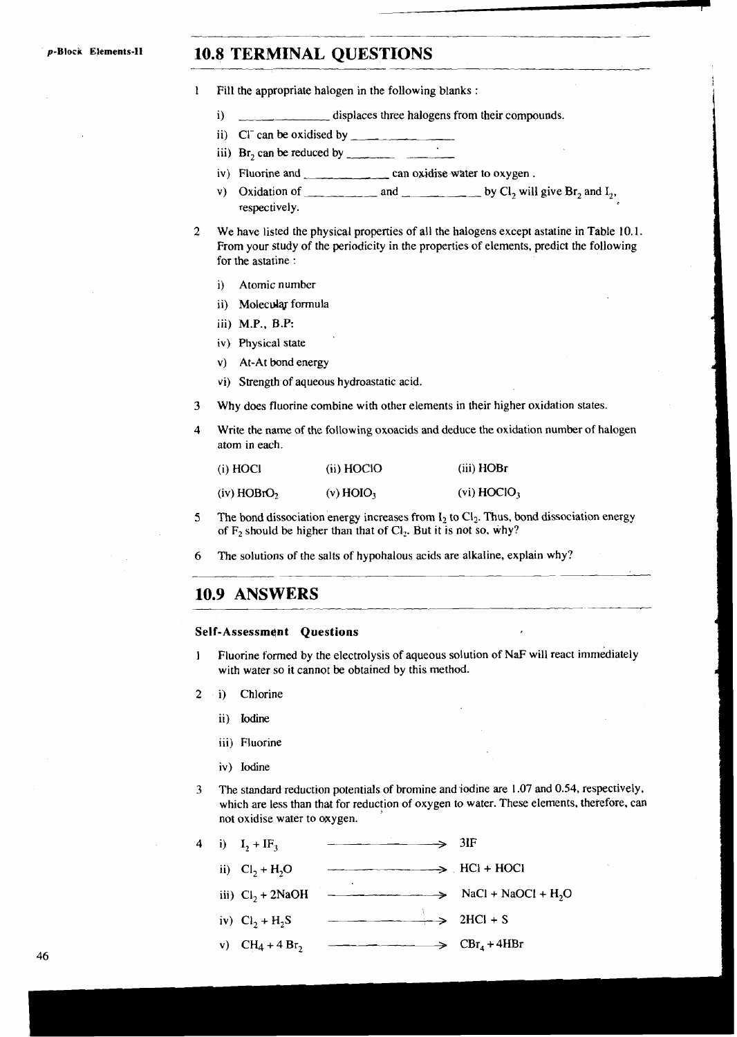## 10.8 TERMINAL QUESTIONS

1 Fill the appropriate halogen in the following blanks :

   i) ______________ displaces three halogens from their compounds.

   ii) $Cl^-$ can be oxidised by ______________

   iii) $Br_2$ can be reduced by ______________

   iv) Fluorine and ______________ can oxidise water to oxygen .

   v) Oxidation of ____________ and ____________ by $Cl_2$ will give $Br_2$ and $I_2$, respectively.

2 We have listed the physical properties of all the halogens except astatine in Table 10.1. From your study of the periodicity in the properties of elements, predict the following for the astatine :

   i) Atomic number

   ii) Molecular formula

   iii) M.P., B.P.

   iv) Physical state

   v) At-At bond energy

   vi) Strength of aqueous hydroastatic acid.

3 Why does fluorine combine with other elements in their higher oxidation states.

4 Write the name of the following oxoacids and deduce the oxidation number of halogen atom in each.

   (i) HOCl  (ii) HOClO  (iii) HOBr

   (iv) $HOBrO_2$  (v) $HOIO_3$  (vi) $HOClO_3$

5 The bond dissociation energy increases from $I_2$ to $Cl_2$. Thus, bond dissociation energy of $F_2$ should be higher than that of $Cl_2$. But it is not so, why?

6 The solutions of the salts of hypohalous acids are alkaline, explain why?

## 10.9 ANSWERS

### Self-Assessment Questions

1 Fluorine formed by the electrolysis of aqueous solution of NaF will react immediately with water so it cannot be obtained by this method.

2 i) Chlorine

   ii) Iodine

   iii) Fluorine

   iv) Iodine

3 The standard reduction potentials of bromine and iodine are 1.07 and 0.54, respectively, which are less than that for reduction of oxygen to water. These elements, therefore, can not oxidise water to oxygen.

4 i) $I_2 + IF_3 \longrightarrow 3IF$

   ii) $Cl_2 + H_2O \longrightarrow HCl + HOCl$

   iii) $Cl_2 + 2NaOH \longrightarrow NaCl + NaOCl + H_2O$

   iv) $Cl_2 + H_2S \longrightarrow 2HCl + S$

   v) $CH_4 + 4\,Br_2 \longrightarrow CBr_4 + 4HBr$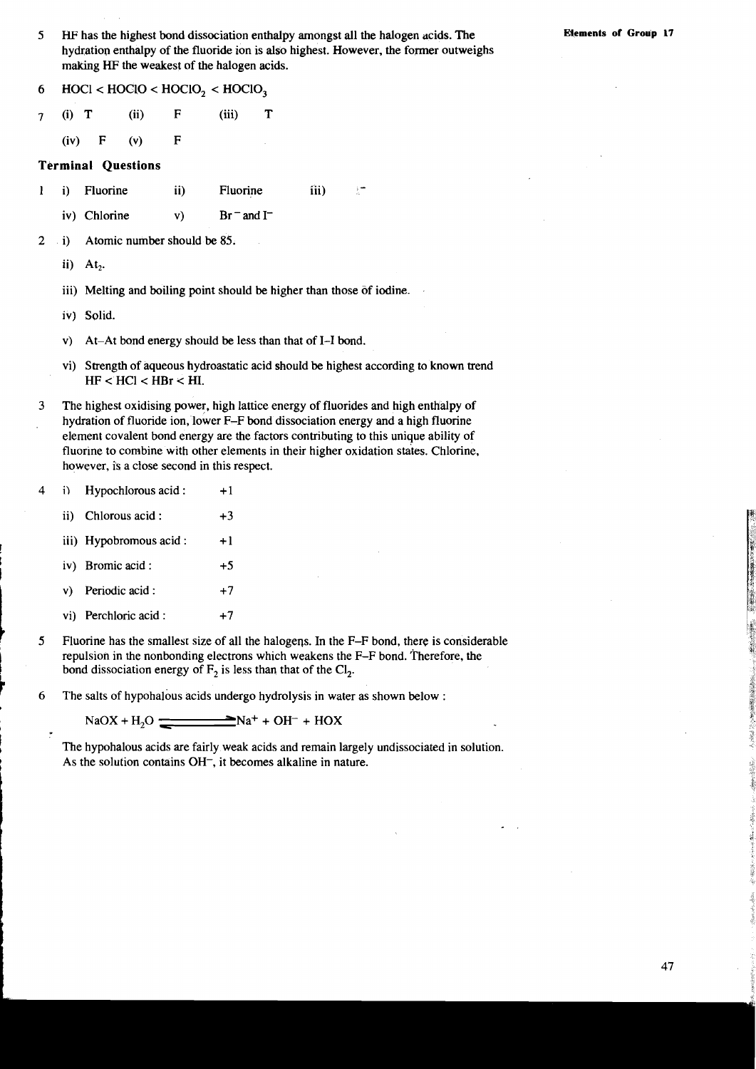5 HF has the highest bond dissociation enthalpy amongst all the halogen acids. The hydration enthalpy of the fluoride ion is also highest. However, the former outweighs making HF the weakest of the halogen acids.

6 $HOCl < HOClO < HOClO_2 < HOClO_3$

7 (i) T (ii) F (iii) T

(iv) F (v) F

### Terminal Questions

1 i) Fluorine ii) Fluorine iii) $I^-$

iv) Chlorine v) $Br^-$ and $I^-$

2 i) Atomic number should be 85.

ii) $At_2$.

iii) Melting and boiling point should be higher than those of iodine.

iv) Solid.

v) At–At bond energy should be less than that of I–I bond.

vi) Strength of aqueous hydroastatic acid should be highest according to known trend $HF < HCl < HBr < HI$.

3 The highest oxidising power, high lattice energy of fluorides and high enthalpy of hydration of fluoride ion, lower F–F bond dissociation energy and a high fluorine element covalent bond energy are the factors contributing to this unique ability of fluorine to combine with other elements in their higher oxidation states. Chlorine, however, is a close second in this respect.

4 i) Hypochlorous acid : +1

ii) Chlorous acid : +3

iii) Hypobromous acid : +1

iv) Bromic acid : +5

v) Periodic acid : +7

vi) Perchloric acid : +7

5 Fluorine has the smallest size of all the halogens. In the F–F bond, there is considerable repulsion in the nonbonding electrons which weakens the F–F bond. Therefore, the bond dissociation energy of $F_2$ is less than that of the $Cl_2$.

6 The salts of hypohalous acids undergo hydrolysis in water as shown below :

$$NaOX + H_2O \rightleftharpoons Na^+ + OH^- + HOX$$

The hypohalous acids are fairly weak acids and remain largely undissociated in solution. As the solution contains $OH^-$, it becomes alkaline in nature.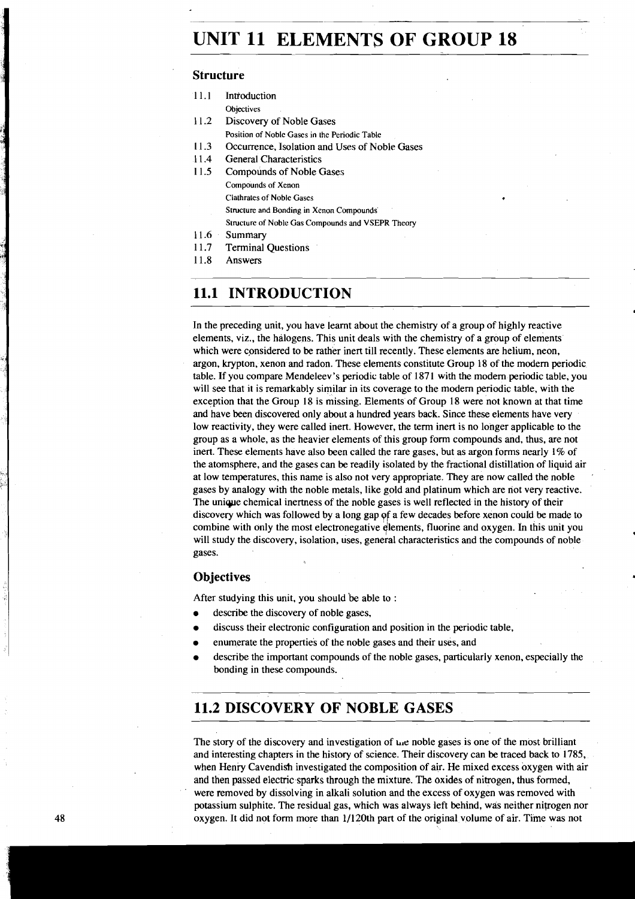# UNIT 11 ELEMENTS OF GROUP 18

## Structure

11.1 Introduction
   Objectives

11.2 Discovery of Noble Gases
   Position of Noble Gases in the Periodic Table

11.3 Occurrence, Isolation and Uses of Noble Gases

11.4 General Characteristics

11.5 Compounds of Noble Gases
   Compounds of Xenon
   Clathrates of Noble Gases
   Structure and Bonding in Xenon Compounds
   Structure of Noble Gas Compounds and VSEPR Theory

11.6 Summary

11.7 Terminal Questions

11.8 Answers

## 11.1 INTRODUCTION

In the preceding unit, you have learnt about the chemistry of a group of highly reactive elements, viz., the halogens. This unit deals with the chemistry of a group of elements which were considered to be rather inert till recently. These elements are helium, neon, argon, krypton, xenon and radon. These elements constitute Group 18 of the modern periodic table. If you compare Mendeleev's periodic table of 1871 with the modern periodic table, you will see that it is remarkably similar in its coverage to the modern periodic table, with the exception that the Group 18 is missing. Elements of Group 18 were not known at that time and have been discovered only about a hundred years back. Since these elements have very low reactivity, they were called inert. However, the term inert is no longer applicable to the group as a whole, as the heavier elements of this group form compounds and, thus, are not inert. These elements have also been called the rare gases, but as argon forms nearly 1% of the atomsphere, and the gases can be readily isolated by the fractional distillation of liquid air at low temperatures, this name is also not very appropriate. They are now called the noble gases by analogy with the noble metals, like gold and platinum which are not very reactive. The unique chemical inertness of the noble gases is well reflected in the history of their discovery which was followed by a long gap of a few decades before xenon could be made to combine with only the most electronegative elements, fluorine and oxygen. In this unit you will study the discovery, isolation, uses, general characteristics and the compounds of noble gases.

### Objectives

After studying this unit, you should be able to :

- describe the discovery of noble gases,
- discuss their electronic configuration and position in the periodic table,
- enumerate the properties of the noble gases and their uses, and
- describe the important compounds of the noble gases, particularly xenon, especially the bonding in these compounds.

## 11.2 DISCOVERY OF NOBLE GASES

The story of the discovery and investigation of the noble gases is one of the most brilliant and interesting chapters in the history of science. Their discovery can be traced back to 1785, when Henry Cavendish investigated the composition of air. He mixed excess oxygen with air and then passed electric sparks through the mixture. The oxides of nitrogen, thus formed, were removed by dissolving in alkali solution and the excess of oxygen was removed with potassium sulphite. The residual gas, which was always left behind, was neither nitrogen nor oxygen. It did not form more than 1/120th part of the original volume of air. Time was not